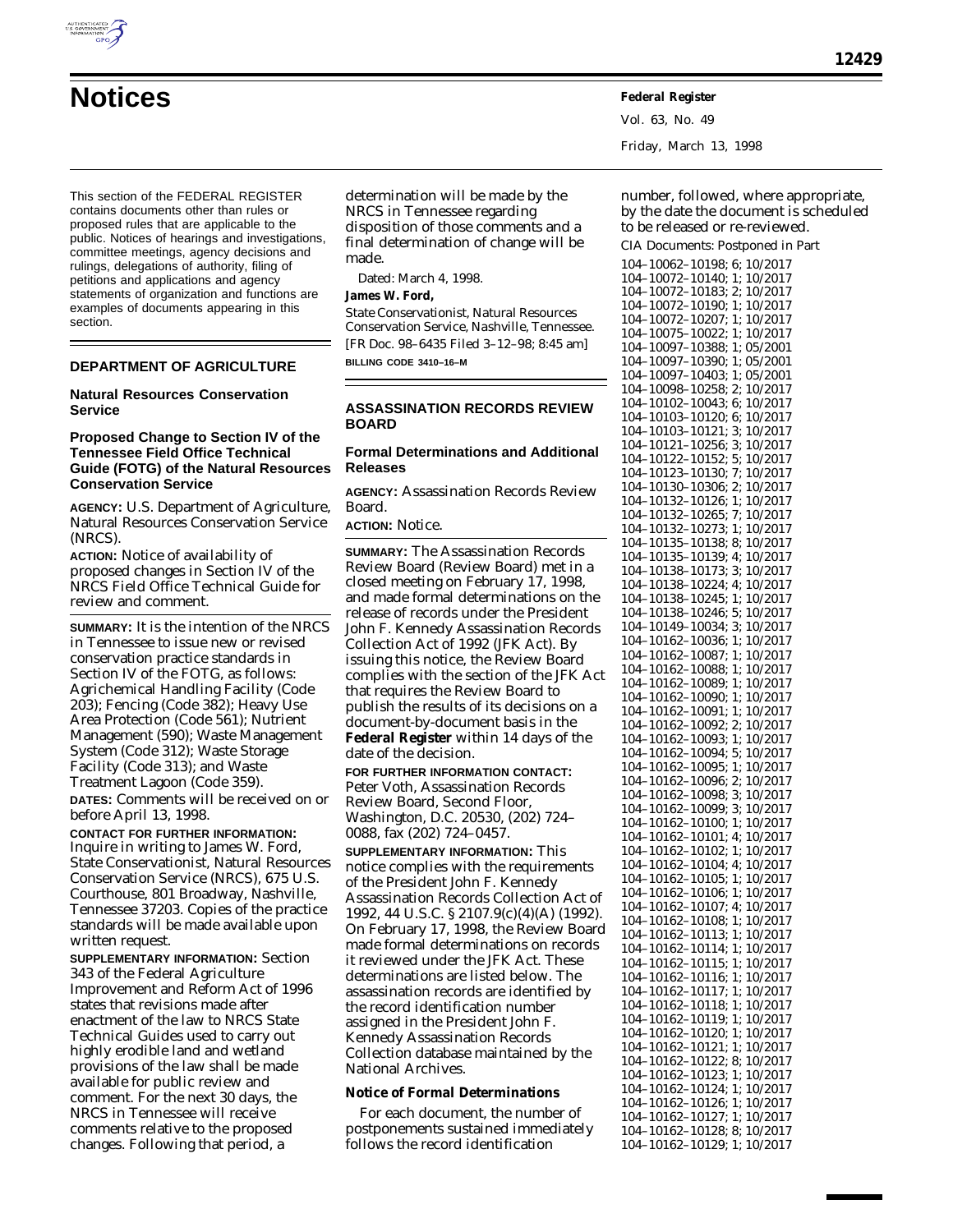# Notices

This section of the FEDERAL REGISTER contains documents other than rules or proposed rules that are applicable to the public. Notices of hearings and investigations, committee meetings, agency decisions and rulings, delegations of authority, filing of petitions and applications and agency statements of organization and functions are examples of documents appearing in this section.

## DEPARTMENT OF AGRICULTURE

### Natural Resources Conservation Service

### Proposed Change to Section IV of the Tennessee Field Office Technical Guide (FOTG) of the Natural Resources Conservation Service

**AGENCY:** U.S. Department of Agriculture, Natural Resources Conservation Service (NRCS).

**ACTION:** Notice of availability of proposed changes in Section IV of the NRCS Field Office Technical Guide for review and comment.

**SUMMARY:** It is the intention of the NRCS in Tennessee to issue new or revised conservation practice standards in Section IV of the FOTG, as follows: Agrichemical Handling Facility (Code 203); Fencing (Code 382); Heavy Use Area Protection (Code 561); Nutrient Management (590); Waste Management System (Code 312); Waste Storage Facility (Code 313); and Waste Treatment Lagoon (Code 359).

**DATES:** Comments will be received on or before April 13, 1998.

**CONTACT FOR FURTHER INFORMATION:** Inquire in writing to James W. Ford, State Conservationist, Natural Resources Conservation Service (NRCS), 675 U.S. Courthouse, 801 Broadway, Nashville, Tennessee 37203. Copies of the practice standards will be made available upon written request.

**SUPPLEMENTARY INFORMATION:** Section 343 of the Federal Agriculture Improvement and Reform Act of 1996 states that revisions made after enactment of the law to NRCS State Technical Guides used to carry out highly erodible land and wetland provisions of the law shall be made available for public review and comment. For the next 30 days, the NRCS in Tennessee will receive comments relative to the proposed changes. Following that period, a determination will be made by the NRCS in Tennessee regarding disposition of those comments and a final determination of change will be made.

Dated: March 4, 1998.

**James W. Ford,**

*State Conservationist, Natural Resources Conservation Service, Nashville, Tennessee.*

[FR Doc. 98–6435 Filed 3–12–98; 8:45 am]

**BILLING CODE 3410–16–M**

## ASSASSINATION RECORDS REVIEW BOARD

### Formal Determinations and Additional Releases

**AGENCY:** Assassination Records Review Board.

**ACTION:** Notice.

**SUMMARY:** The Assassination Records Review Board (Review Board) met in a closed meeting on February 17, 1998, and made formal determinations on the release of records under the President John F. Kennedy Assassination Records Collection Act of 1992 (JFK Act). By issuing this notice, the Review Board complies with the section of the JFK Act that requires the Review Board to publish the results of its decisions on a document-by-document basis in the **Federal Register** within 14 days of the date of the decision.

**FOR FURTHER INFORMATION CONTACT:** Peter Voth, Assassination Records Review Board, Second Floor, Washington, D.C. 20530, (202) 724–0088, fax (202) 724–0457.

**SUPPLEMENTARY INFORMATION:** This notice complies with the requirements of the President John F. Kennedy Assassination Records Collection Act of 1992, 44 U.S.C. § 2107.9(c)(4)(A) (1992). On February 17, 1998, the Review Board made formal determinations on records it reviewed under the JFK Act. These determinations are listed below. The assassination records are identified by the record identification number assigned in the President John F. Kennedy Assassination Records Collection database maintained by the National Archives.

### *Notice of Formal Determinations*

For each document, the number of postponements sustained immediately follows the record identification number, followed, where appropriate, by the date the document is scheduled to be released or re-reviewed.

CIA Documents: Postponed in Part

104–10062–10198; 6; 10/2017
104–10072–10140; 1; 10/2017
104–10072–10183; 2; 10/2017
104–10072–10190; 1; 10/2017
104–10072–10207; 1; 10/2017
104–10075–10022; 1; 10/2017
104–10097–10388; 1; 05/2001
104–10097–10390; 1; 05/2001
104–10097–10403; 1; 05/2001
104–10098–10258; 2; 10/2017
104–10102–10043; 6; 10/2017
104–10103–10120; 6; 10/2017
104–10103–10121; 3; 10/2017
104–10121–10256; 3; 10/2017
104–10122–10152; 5; 10/2017
104–10123–10130; 7; 10/2017
104–10130–10306; 2; 10/2017
104–10132–10126; 1; 10/2017
104–10132–10265; 7; 10/2017
104–10132–10273; 1; 10/2017
104–10135–10138; 8; 10/2017
104–10135–10139; 4; 10/2017
104–10138–10173; 3; 10/2017
104–10138–10224; 4; 10/2017
104–10138–10245; 1; 10/2017
104–10138–10246; 5; 10/2017
104–10149–10034; 3; 10/2017
104–10162–10036; 1; 10/2017
104–10162–10087; 1; 10/2017
104–10162–10088; 1; 10/2017
104–10162–10089; 1; 10/2017
104–10162–10090; 1; 10/2017
104–10162–10091; 1; 10/2017
104–10162–10092; 2; 10/2017
104–10162–10093; 1; 10/2017
104–10162–10094; 5; 10/2017
104–10162–10095; 1; 10/2017
104–10162–10096; 2; 10/2017
104–10162–10098; 3; 10/2017
104–10162–10099; 3; 10/2017
104–10162–10100; 1; 10/2017
104–10162–10101; 4; 10/2017
104–10162–10102; 1; 10/2017
104–10162–10104; 4; 10/2017
104–10162–10105; 1; 10/2017
104–10162–10106; 1; 10/2017
104–10162–10107; 4; 10/2017
104–10162–10108; 1; 10/2017
104–10162–10113; 1; 10/2017
104–10162–10114; 1; 10/2017
104–10162–10115; 1; 10/2017
104–10162–10116; 1; 10/2017
104–10162–10117; 1; 10/2017
104–10162–10118; 1; 10/2017
104–10162–10119; 1; 10/2017
104–10162–10120; 1; 10/2017
104–10162–10121; 1; 10/2017
104–10162–10122; 8; 10/2017
104–10162–10123; 1; 10/2017
104–10162–10124; 1; 10/2017
104–10162–10126; 1; 10/2017
104–10162–10127; 1; 10/2017
104–10162–10128; 8; 10/2017
104–10162–10129; 1; 10/2017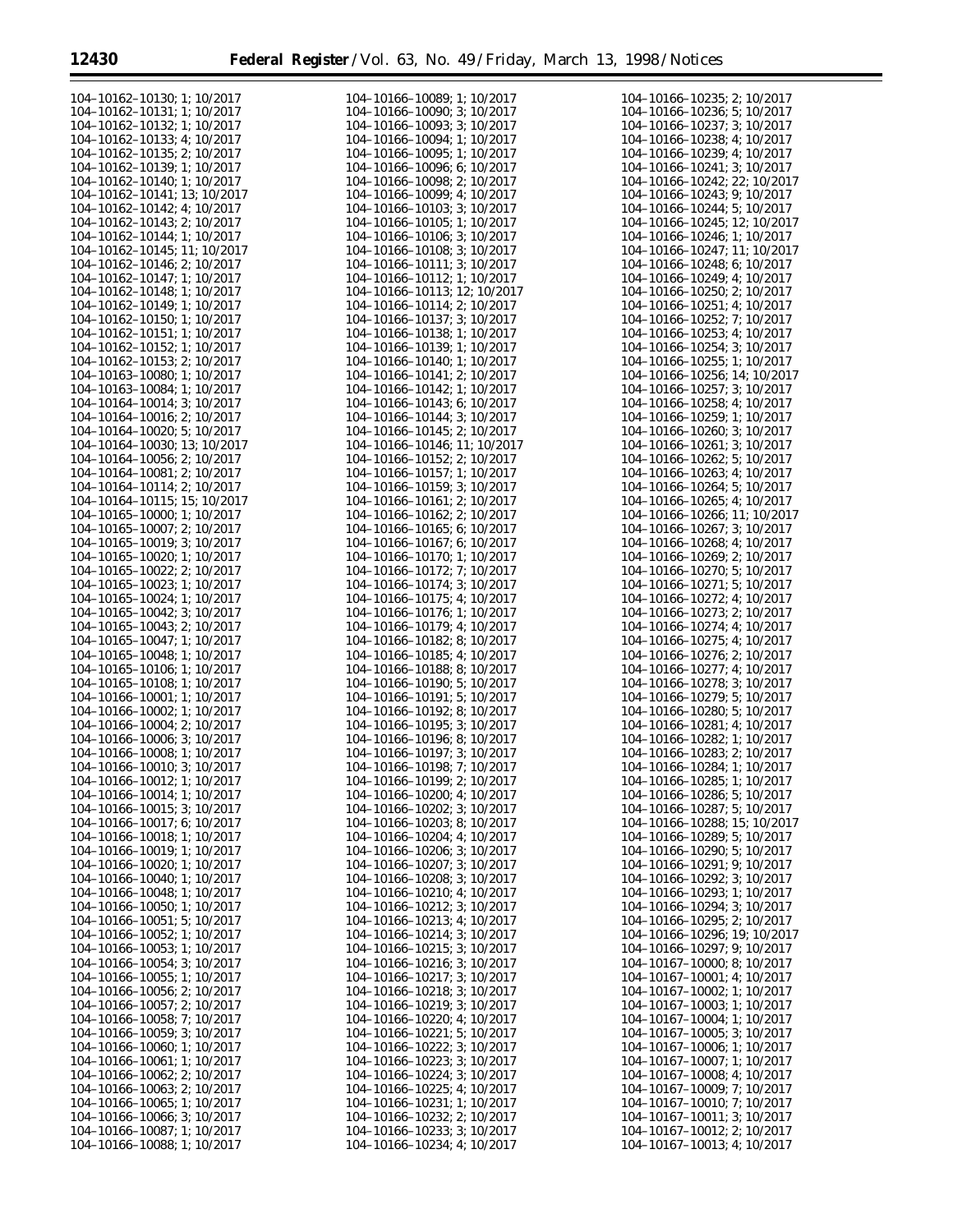104–10162–10130; 1; 10/2017
104–10162–10131; 1; 10/2017
104–10162–10132; 1; 10/2017
104–10162–10133; 4; 10/2017
104–10162–10135; 2; 10/2017
104–10162–10139; 1; 10/2017
104–10162–10140; 1; 10/2017
104–10162–10141; 13; 10/2017
104–10162–10142; 4; 10/2017
104–10162–10143; 2; 10/2017
104–10162–10144; 1; 10/2017
104–10162–10145; 11; 10/2017
104–10162–10146; 2; 10/2017
104–10162–10147; 1; 10/2017
104–10162–10148; 1; 10/2017
104–10162–10149; 1; 10/2017
104–10162–10150; 1; 10/2017
104–10162–10151; 1; 10/2017
104–10162–10152; 1; 10/2017
104–10162–10153; 2; 10/2017
104–10163–10080; 1; 10/2017
104–10163–10084; 1; 10/2017
104–10164–10014; 3; 10/2017
104–10164–10016; 2; 10/2017
104–10164–10020; 5; 10/2017
104–10164–10030; 13; 10/2017
104–10164–10056; 2; 10/2017
104–10164–10081; 2; 10/2017
104–10164–10114; 2; 10/2017
104–10164–10115; 15; 10/2017
104–10165–10000; 1; 10/2017
104–10165–10007; 2; 10/2017
104–10165–10019; 3; 10/2017
104–10165–10020; 1; 10/2017
104–10165–10022; 2; 10/2017
104–10165–10023; 1; 10/2017
104–10165–10024; 1; 10/2017
104–10165–10042; 3; 10/2017
104–10165–10043; 2; 10/2017
104–10165–10047; 1; 10/2017
104–10165–10048; 1; 10/2017
104–10165–10106; 1; 10/2017
104–10165–10108; 1; 10/2017
104–10166–10001; 1; 10/2017
104–10166–10002; 1; 10/2017
104–10166–10004; 2; 10/2017
104–10166–10006; 3; 10/2017
104–10166–10008; 1; 10/2017
104–10166–10010; 3; 10/2017
104–10166–10012; 1; 10/2017
104–10166–10014; 1; 10/2017
104–10166–10015; 3; 10/2017
104–10166–10017; 6; 10/2017
104–10166–10018; 1; 10/2017
104–10166–10019; 1; 10/2017
104–10166–10020; 1; 10/2017
104–10166–10040; 1; 10/2017
104–10166–10048; 1; 10/2017
104–10166–10050; 1; 10/2017
104–10166–10051; 5; 10/2017
104–10166–10052; 1; 10/2017
104–10166–10053; 1; 10/2017
104–10166–10054; 3; 10/2017
104–10166–10055; 1; 10/2017
104–10166–10056; 2; 10/2017
104–10166–10057; 2; 10/2017
104–10166–10058; 7; 10/2017
104–10166–10059; 3; 10/2017
104–10166–10060; 1; 10/2017
104–10166–10061; 1; 10/2017
104–10166–10062; 2; 10/2017
104–10166–10063; 2; 10/2017
104–10166–10065; 1; 10/2017
104–10166–10066; 3; 10/2017
104–10166–10087; 1; 10/2017
104–10166–10088; 1; 10/2017
104–10166–10089; 1; 10/2017
104–10166–10090; 3; 10/2017
104–10166–10093; 3; 10/2017
104–10166–10094; 1; 10/2017
104–10166–10095; 1; 10/2017
104–10166–10096; 6; 10/2017
104–10166–10098; 2; 10/2017
104–10166–10099; 4; 10/2017
104–10166–10103; 3; 10/2017
104–10166–10105; 1; 10/2017
104–10166–10106; 3; 10/2017
104–10166–10108; 3; 10/2017
104–10166–10111; 3; 10/2017
104–10166–10112; 1; 10/2017
104–10166–10113; 12; 10/2017
104–10166–10114; 2; 10/2017
104–10166–10137; 3; 10/2017
104–10166–10138; 1; 10/2017
104–10166–10139; 1; 10/2017
104–10166–10140; 1; 10/2017
104–10166–10141; 2; 10/2017
104–10166–10142; 1; 10/2017
104–10166–10143; 6; 10/2017
104–10166–10144; 3; 10/2017
104–10166–10145; 2; 10/2017
104–10166–10146; 11; 10/2017
104–10166–10152; 2; 10/2017
104–10166–10157; 1; 10/2017
104–10166–10159; 3; 10/2017
104–10166–10161; 2; 10/2017
104–10166–10162; 2; 10/2017
104–10166–10165; 6; 10/2017
104–10166–10167; 6; 10/2017
104–10166–10170; 1; 10/2017
104–10166–10172; 7; 10/2017
104–10166–10174; 3; 10/2017
104–10166–10175; 4; 10/2017
104–10166–10176; 1; 10/2017
104–10166–10179; 4; 10/2017
104–10166–10182; 8; 10/2017
104–10166–10185; 4; 10/2017
104–10166–10188; 8; 10/2017
104–10166–10190; 5; 10/2017
104–10166–10191; 5; 10/2017
104–10166–10192; 8; 10/2017
104–10166–10195; 3; 10/2017
104–10166–10196; 8; 10/2017
104–10166–10197; 3; 10/2017
104–10166–10198; 7; 10/2017
104–10166–10199; 2; 10/2017
104–10166–10200; 4; 10/2017
104–10166–10202; 3; 10/2017
104–10166–10203; 8; 10/2017
104–10166–10204; 4; 10/2017
104–10166–10206; 3; 10/2017
104–10166–10207; 3; 10/2017
104–10166–10208; 3; 10/2017
104–10166–10210; 4; 10/2017
104–10166–10212; 3; 10/2017
104–10166–10213; 4; 10/2017
104–10166–10214; 3; 10/2017
104–10166–10215; 3; 10/2017
104–10166–10216; 3; 10/2017
104–10166–10217; 3; 10/2017
104–10166–10218; 3; 10/2017
104–10166–10219; 3; 10/2017
104–10166–10220; 4; 10/2017
104–10166–10221; 5; 10/2017
104–10166–10222; 3; 10/2017
104–10166–10223; 3; 10/2017
104–10166–10224; 3; 10/2017
104–10166–10225; 4; 10/2017
104–10166–10231; 1; 10/2017
104–10166–10232; 2; 10/2017
104–10166–10233; 3; 10/2017
104–10166–10234; 4; 10/2017
104–10166–10235; 2; 10/2017
104–10166–10236; 5; 10/2017
104–10166–10237; 3; 10/2017
104–10166–10238; 4; 10/2017
104–10166–10239; 4; 10/2017
104–10166–10241; 3; 10/2017
104–10166–10242; 22; 10/2017
104–10166–10243; 9; 10/2017
104–10166–10244; 5; 10/2017
104–10166–10245; 12; 10/2017
104–10166–10246; 1; 10/2017
104–10166–10247; 11; 10/2017
104–10166–10248; 6; 10/2017
104–10166–10249; 4; 10/2017
104–10166–10250; 2; 10/2017
104–10166–10251; 4; 10/2017
104–10166–10252; 7; 10/2017
104–10166–10253; 4; 10/2017
104–10166–10254; 3; 10/2017
104–10166–10255; 1; 10/2017
104–10166–10256; 14; 10/2017
104–10166–10257; 3; 10/2017
104–10166–10258; 4; 10/2017
104–10166–10259; 1; 10/2017
104–10166–10260; 3; 10/2017
104–10166–10261; 3; 10/2017
104–10166–10262; 5; 10/2017
104–10166–10263; 4; 10/2017
104–10166–10264; 5; 10/2017
104–10166–10265; 4; 10/2017
104–10166–10266; 11; 10/2017
104–10166–10267; 3; 10/2017
104–10166–10268; 4; 10/2017
104–10166–10269; 2; 10/2017
104–10166–10270; 5; 10/2017
104–10166–10271; 5; 10/2017
104–10166–10272; 4; 10/2017
104–10166–10273; 2; 10/2017
104–10166–10274; 4; 10/2017
104–10166–10275; 4; 10/2017
104–10166–10276; 2; 10/2017
104–10166–10277; 4; 10/2017
104–10166–10278; 3; 10/2017
104–10166–10279; 5; 10/2017
104–10166–10280; 5; 10/2017
104–10166–10281; 4; 10/2017
104–10166–10282; 1; 10/2017
104–10166–10283; 2; 10/2017
104–10166–10284; 1; 10/2017
104–10166–10285; 1; 10/2017
104–10166–10286; 5; 10/2017
104–10166–10287; 5; 10/2017
104–10166–10288; 15; 10/2017
104–10166–10289; 5; 10/2017
104–10166–10290; 5; 10/2017
104–10166–10291; 9; 10/2017
104–10166–10292; 3; 10/2017
104–10166–10293; 1; 10/2017
104–10166–10294; 3; 10/2017
104–10166–10295; 2; 10/2017
104–10166–10296; 19; 10/2017
104–10166–10297; 9; 10/2017
104–10167–10000; 8; 10/2017
104–10167–10001; 4; 10/2017
104–10167–10002; 1; 10/2017
104–10167–10003; 1; 10/2017
104–10167–10004; 1; 10/2017
104–10167–10005; 3; 10/2017
104–10167–10006; 1; 10/2017
104–10167–10007; 1; 10/2017
104–10167–10008; 4; 10/2017
104–10167–10009; 7; 10/2017
104–10167–10010; 7; 10/2017
104–10167–10011; 3; 10/2017
104–10167–10012; 2; 10/2017
104–10167–10013; 4; 10/2017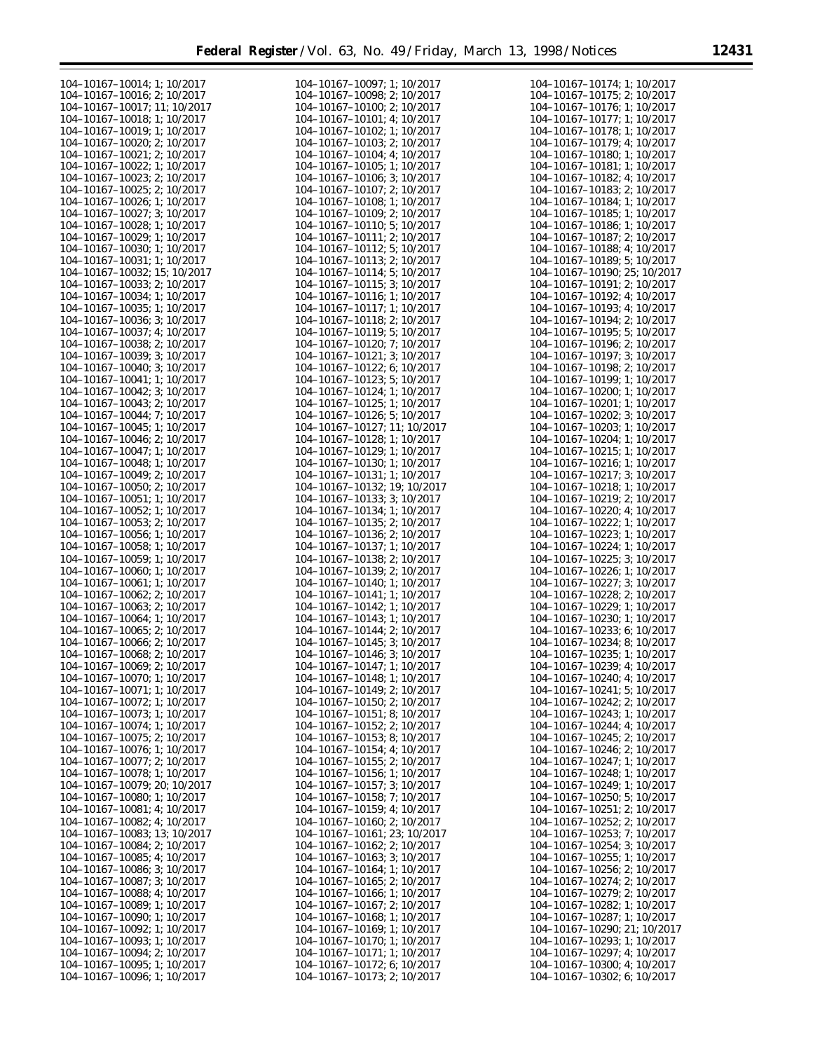104–10167–10014; 1; 10/2017
104–10167–10016; 2; 10/2017
104–10167–10017; 11; 10/2017
104–10167–10018; 1; 10/2017
104–10167–10019; 1; 10/2017
104–10167–10020; 2; 10/2017
104–10167–10021; 2; 10/2017
104–10167–10022; 1; 10/2017
104–10167–10023; 2; 10/2017
104–10167–10025; 2; 10/2017
104–10167–10026; 1; 10/2017
104–10167–10027; 3; 10/2017
104–10167–10028; 1; 10/2017
104–10167–10029; 1; 10/2017
104–10167–10030; 1; 10/2017
104–10167–10031; 1; 10/2017
104–10167–10032; 15; 10/2017
104–10167–10033; 2; 10/2017
104–10167–10034; 1; 10/2017
104–10167–10035; 1; 10/2017
104–10167–10036; 3; 10/2017
104–10167–10037; 4; 10/2017
104–10167–10038; 2; 10/2017
104–10167–10039; 3; 10/2017
104–10167–10040; 3; 10/2017
104–10167–10041; 1; 10/2017
104–10167–10042; 3; 10/2017
104–10167–10043; 2; 10/2017
104–10167–10044; 7; 10/2017
104–10167–10045; 1; 10/2017
104–10167–10046; 2; 10/2017
104–10167–10047; 1; 10/2017
104–10167–10048; 1; 10/2017
104–10167–10049; 2; 10/2017
104–10167–10050; 2; 10/2017
104–10167–10051; 1; 10/2017
104–10167–10052; 1; 10/2017
104–10167–10053; 2; 10/2017
104–10167–10056; 1; 10/2017
104–10167–10058; 1; 10/2017
104–10167–10059; 1; 10/2017
104–10167–10060; 1; 10/2017
104–10167–10061; 1; 10/2017
104–10167–10062; 2; 10/2017
104–10167–10063; 2; 10/2017
104–10167–10064; 1; 10/2017
104–10167–10065; 2; 10/2017
104–10167–10066; 2; 10/2017
104–10167–10068; 2; 10/2017
104–10167–10069; 2; 10/2017
104–10167–10070; 1; 10/2017
104–10167–10071; 1; 10/2017
104–10167–10072; 1; 10/2017
104–10167–10073; 1; 10/2017
104–10167–10074; 1; 10/2017
104–10167–10075; 2; 10/2017
104–10167–10076; 1; 10/2017
104–10167–10077; 2; 10/2017
104–10167–10078; 1; 10/2017
104–10167–10079; 20; 10/2017
104–10167–10080; 1; 10/2017
104–10167–10081; 4; 10/2017
104–10167–10082; 4; 10/2017
104–10167–10083; 13; 10/2017
104–10167–10084; 2; 10/2017
104–10167–10085; 4; 10/2017
104–10167–10086; 3; 10/2017
104–10167–10087; 3; 10/2017
104–10167–10088; 4; 10/2017
104–10167–10089; 1; 10/2017
104–10167–10090; 1; 10/2017
104–10167–10092; 1; 10/2017
104–10167–10093; 1; 10/2017
104–10167–10094; 2; 10/2017
104–10167–10095; 1; 10/2017
104–10167–10096; 1; 10/2017
104–10167–10097; 1; 10/2017
104–10167–10098; 2; 10/2017
104–10167–10100; 2; 10/2017
104–10167–10101; 4; 10/2017
104–10167–10102; 1; 10/2017
104–10167–10103; 2; 10/2017
104–10167–10104; 4; 10/2017
104–10167–10105; 1; 10/2017
104–10167–10106; 3; 10/2017
104–10167–10107; 2; 10/2017
104–10167–10108; 1; 10/2017
104–10167–10109; 2; 10/2017
104–10167–10110; 5; 10/2017
104–10167–10111; 2; 10/2017
104–10167–10112; 5; 10/2017
104–10167–10113; 2; 10/2017
104–10167–10114; 5; 10/2017
104–10167–10115; 3; 10/2017
104–10167–10116; 1; 10/2017
104–10167–10117; 1; 10/2017
104–10167–10118; 2; 10/2017
104–10167–10119; 5; 10/2017
104–10167–10120; 7; 10/2017
104–10167–10121; 3; 10/2017
104–10167–10122; 6; 10/2017
104–10167–10123; 5; 10/2017
104–10167–10124; 1; 10/2017
104–10167–10125; 1; 10/2017
104–10167–10126; 5; 10/2017
104–10167–10127; 11; 10/2017
104–10167–10128; 1; 10/2017
104–10167–10129; 1; 10/2017
104–10167–10130; 1; 10/2017
104–10167–10131; 1; 10/2017
104–10167–10132; 19; 10/2017
104–10167–10133; 3; 10/2017
104–10167–10134; 1; 10/2017
104–10167–10135; 2; 10/2017
104–10167–10136; 2; 10/2017
104–10167–10137; 1; 10/2017
104–10167–10138; 2; 10/2017
104–10167–10139; 2; 10/2017
104–10167–10140; 1; 10/2017
104–10167–10141; 1; 10/2017
104–10167–10142; 1; 10/2017
104–10167–10143; 1; 10/2017
104–10167–10144; 2; 10/2017
104–10167–10145; 3; 10/2017
104–10167–10146; 3; 10/2017
104–10167–10147; 1; 10/2017
104–10167–10148; 1; 10/2017
104–10167–10149; 2; 10/2017
104–10167–10150; 2; 10/2017
104–10167–10151; 8; 10/2017
104–10167–10152; 2; 10/2017
104–10167–10153; 8; 10/2017
104–10167–10154; 4; 10/2017
104–10167–10155; 2; 10/2017
104–10167–10156; 1; 10/2017
104–10167–10157; 3; 10/2017
104–10167–10158; 7; 10/2017
104–10167–10159; 4; 10/2017
104–10167–10160; 2; 10/2017
104–10167–10161; 23; 10/2017
104–10167–10162; 2; 10/2017
104–10167–10163; 3; 10/2017
104–10167–10164; 1; 10/2017
104–10167–10165; 2; 10/2017
104–10167–10166; 1; 10/2017
104–10167–10167; 2; 10/2017
104–10167–10168; 1; 10/2017
104–10167–10169; 1; 10/2017
104–10167–10170; 1; 10/2017
104–10167–10171; 1; 10/2017
104–10167–10172; 6; 10/2017
104–10167–10173; 2; 10/2017
104–10167–10174; 1; 10/2017
104–10167–10175; 2; 10/2017
104–10167–10176; 1; 10/2017
104–10167–10177; 1; 10/2017
104–10167–10178; 1; 10/2017
104–10167–10179; 4; 10/2017
104–10167–10180; 1; 10/2017
104–10167–10181; 1; 10/2017
104–10167–10182; 4; 10/2017
104–10167–10183; 2; 10/2017
104–10167–10184; 1; 10/2017
104–10167–10185; 1; 10/2017
104–10167–10186; 1; 10/2017
104–10167–10187; 2; 10/2017
104–10167–10188; 4; 10/2017
104–10167–10189; 5; 10/2017
104–10167–10190; 25; 10/2017
104–10167–10191; 2; 10/2017
104–10167–10192; 4; 10/2017
104–10167–10193; 4; 10/2017
104–10167–10194; 2; 10/2017
104–10167–10195; 5; 10/2017
104–10167–10196; 2; 10/2017
104–10167–10197; 3; 10/2017
104–10167–10198; 2; 10/2017
104–10167–10199; 1; 10/2017
104–10167–10200; 1; 10/2017
104–10167–10201; 1; 10/2017
104–10167–10202; 3; 10/2017
104–10167–10203; 1; 10/2017
104–10167–10204; 1; 10/2017
104–10167–10215; 1; 10/2017
104–10167–10216; 1; 10/2017
104–10167–10217; 3; 10/2017
104–10167–10218; 1; 10/2017
104–10167–10219; 2; 10/2017
104–10167–10220; 4; 10/2017
104–10167–10222; 1; 10/2017
104–10167–10223; 1; 10/2017
104–10167–10224; 1; 10/2017
104–10167–10225; 3; 10/2017
104–10167–10226; 1; 10/2017
104–10167–10227; 3; 10/2017
104–10167–10228; 2; 10/2017
104–10167–10229; 1; 10/2017
104–10167–10230; 1; 10/2017
104–10167–10233; 6; 10/2017
104–10167–10234; 8; 10/2017
104–10167–10235; 1; 10/2017
104–10167–10239; 4; 10/2017
104–10167–10240; 4; 10/2017
104–10167–10241; 5; 10/2017
104–10167–10242; 2; 10/2017
104–10167–10243; 1; 10/2017
104–10167–10244; 4; 10/2017
104–10167–10245; 2; 10/2017
104–10167–10246; 2; 10/2017
104–10167–10247; 1; 10/2017
104–10167–10248; 1; 10/2017
104–10167–10249; 1; 10/2017
104–10167–10250; 5; 10/2017
104–10167–10251; 2; 10/2017
104–10167–10252; 2; 10/2017
104–10167–10253; 7; 10/2017
104–10167–10254; 3; 10/2017
104–10167–10255; 1; 10/2017
104–10167–10256; 2; 10/2017
104–10167–10274; 2; 10/2017
104–10167–10279; 2; 10/2017
104–10167–10282; 1; 10/2017
104–10167–10287; 1; 10/2017
104–10167–10290; 21; 10/2017
104–10167–10293; 1; 10/2017
104–10167–10297; 4; 10/2017
104–10167–10300; 4; 10/2017
104–10167–10302; 6; 10/2017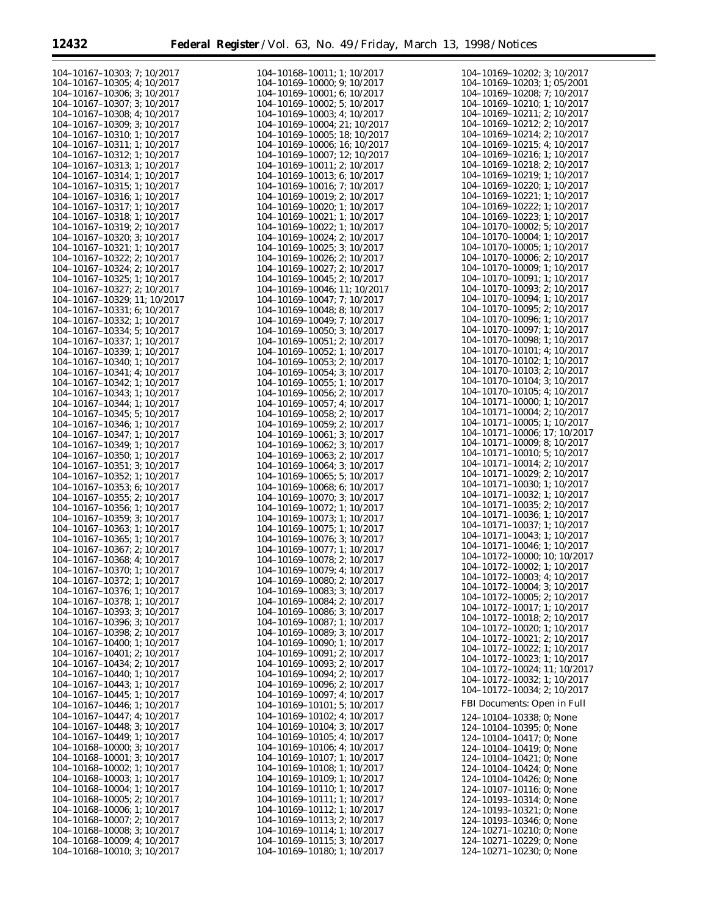104–10167–10303; 7; 10/2017
104–10167–10305; 4; 10/2017
104–10167–10306; 3; 10/2017
104–10167–10307; 3; 10/2017
104–10167–10308; 4; 10/2017
104–10167–10309; 3; 10/2017
104–10167–10310; 1; 10/2017
104–10167–10311; 1; 10/2017
104–10167–10312; 1; 10/2017
104–10167–10313; 1; 10/2017
104–10167–10314; 1; 10/2017
104–10167–10315; 1; 10/2017
104–10167–10316; 1; 10/2017
104–10167–10317; 1; 10/2017
104–10167–10318; 1; 10/2017
104–10167–10319; 2; 10/2017
104–10167–10320; 3; 10/2017
104–10167–10321; 1; 10/2017
104–10167–10322; 2; 10/2017
104–10167–10324; 2; 10/2017
104–10167–10325; 1; 10/2017
104–10167–10327; 2; 10/2017
104–10167–10329; 11; 10/2017
104–10167–10331; 6; 10/2017
104–10167–10332; 1; 10/2017
104–10167–10334; 5; 10/2017
104–10167–10337; 1; 10/2017
104–10167–10339; 1; 10/2017
104–10167–10340; 1; 10/2017
104–10167–10341; 4; 10/2017
104–10167–10342; 1; 10/2017
104–10167–10343; 1; 10/2017
104–10167–10344; 1; 10/2017
104–10167–10345; 5; 10/2017
104–10167–10346; 1; 10/2017
104–10167–10347; 1; 10/2017
104–10167–10349; 1; 10/2017
104–10167–10350; 1; 10/2017
104–10167–10351; 3; 10/2017
104–10167–10352; 1; 10/2017
104–10167–10353; 6; 10/2017
104–10167–10355; 2; 10/2017
104–10167–10356; 1; 10/2017
104–10167–10359; 3; 10/2017
104–10167–10363; 1; 10/2017
104–10167–10365; 1; 10/2017
104–10167–10367; 2; 10/2017
104–10167–10368; 4; 10/2017
104–10167–10370; 1; 10/2017
104–10167–10372; 1; 10/2017
104–10167–10376; 1; 10/2017
104–10167–10378; 1; 10/2017
104–10167–10393; 3; 10/2017
104–10167–10396; 3; 10/2017
104–10167–10398; 2; 10/2017
104–10167–10400; 1; 10/2017
104–10167–10401; 2; 10/2017
104–10167–10434; 2; 10/2017
104–10167–10440; 1; 10/2017
104–10167–10443; 1; 10/2017
104–10167–10445; 1; 10/2017
104–10167–10446; 1; 10/2017
104–10167–10447; 4; 10/2017
104–10167–10448; 3; 10/2017
104–10167–10449; 1; 10/2017
104–10168–10000; 3; 10/2017
104–10168–10001; 3; 10/2017
104–10168–10002; 1; 10/2017
104–10168–10003; 1; 10/2017
104–10168–10004; 1; 10/2017
104–10168–10005; 2; 10/2017
104–10168–10006; 1; 10/2017
104–10168–10007; 2; 10/2017
104–10168–10008; 3; 10/2017
104–10168–10009; 4; 10/2017
104–10168–10010; 3; 10/2017
104–10168–10011; 1; 10/2017
104–10169–10000; 9; 10/2017
104–10169–10001; 6; 10/2017
104–10169–10002; 5; 10/2017
104–10169–10003; 4; 10/2017
104–10169–10004; 21; 10/2017
104–10169–10005; 18; 10/2017
104–10169–10006; 16; 10/2017
104–10169–10007; 12; 10/2017
104–10169–10011; 2; 10/2017
104–10169–10013; 6; 10/2017
104–10169–10016; 7; 10/2017
104–10169–10019; 2; 10/2017
104–10169–10020; 1; 10/2017
104–10169–10021; 1; 10/2017
104–10169–10022; 1; 10/2017
104–10169–10024; 2; 10/2017
104–10169–10025; 3; 10/2017
104–10169–10026; 2; 10/2017
104–10169–10027; 2; 10/2017
104–10169–10045; 2; 10/2017
104–10169–10046; 11; 10/2017
104–10169–10047; 7; 10/2017
104–10169–10048; 8; 10/2017
104–10169–10049; 7; 10/2017
104–10169–10050; 3; 10/2017
104–10169–10051; 2; 10/2017
104–10169–10052; 1; 10/2017
104–10169–10053; 2; 10/2017
104–10169–10054; 3; 10/2017
104–10169–10055; 1; 10/2017
104–10169–10056; 2; 10/2017
104–10169–10057; 4; 10/2017
104–10169–10058; 2; 10/2017
104–10169–10059; 2; 10/2017
104–10169–10061; 3; 10/2017
104–10169–10062; 3; 10/2017
104–10169–10063; 2; 10/2017
104–10169–10064; 3; 10/2017
104–10169–10065; 5; 10/2017
104–10169–10068; 6; 10/2017
104–10169–10070; 3; 10/2017
104–10169–10072; 1; 10/2017
104–10169–10073; 1; 10/2017
104–10169–10075; 1; 10/2017
104–10169–10076; 3; 10/2017
104–10169–10077; 1; 10/2017
104–10169–10078; 2; 10/2017
104–10169–10079; 4; 10/2017
104–10169–10080; 2; 10/2017
104–10169–10083; 3; 10/2017
104–10169–10084; 2; 10/2017
104–10169–10086; 3; 10/2017
104–10169–10087; 1; 10/2017
104–10169–10089; 3; 10/2017
104–10169–10090; 1; 10/2017
104–10169–10091; 2; 10/2017
104–10169–10093; 2; 10/2017
104–10169–10094; 2; 10/2017
104–10169–10096; 2; 10/2017
104–10169–10097; 4; 10/2017
104–10169–10101; 5; 10/2017
104–10169–10102; 4; 10/2017
104–10169–10104; 3; 10/2017
104–10169–10105; 4; 10/2017
104–10169–10106; 4; 10/2017
104–10169–10107; 1; 10/2017
104–10169–10108; 1; 10/2017
104–10169–10109; 1; 10/2017
104–10169–10110; 1; 10/2017
104–10169–10111; 1; 10/2017
104–10169–10112; 1; 10/2017
104–10169–10113; 2; 10/2017
104–10169–10114; 1; 10/2017
104–10169–10115; 3; 10/2017
104–10169–10180; 1; 10/2017
104–10169–10202; 3; 10/2017
104–10169–10203; 1; 05/2001
104–10169–10208; 7; 10/2017
104–10169–10210; 1; 10/2017
104–10169–10211; 2; 10/2017
104–10169–10212; 2; 10/2017
104–10169–10214; 2; 10/2017
104–10169–10215; 4; 10/2017
104–10169–10216; 1; 10/2017
104–10169–10218; 2; 10/2017
104–10169–10219; 1; 10/2017
104–10169–10220; 1; 10/2017
104–10169–10221; 1; 10/2017
104–10169–10222; 1; 10/2017
104–10169–10223; 1; 10/2017
104–10170–10002; 5; 10/2017
104–10170–10004; 1; 10/2017
104–10170–10005; 1; 10/2017
104–10170–10006; 2; 10/2017
104–10170–10009; 1; 10/2017
104–10170–10091; 1; 10/2017
104–10170–10093; 2; 10/2017
104–10170–10094; 1; 10/2017
104–10170–10095; 2; 10/2017
104–10170–10096; 1; 10/2017
104–10170–10097; 1; 10/2017
104–10170–10098; 1; 10/2017
104–10170–10101; 4; 10/2017
104–10170–10102; 1; 10/2017
104–10170–10103; 2; 10/2017
104–10170–10104; 3; 10/2017
104–10170–10105; 4; 10/2017
104–10171–10000; 1; 10/2017
104–10171–10004; 2; 10/2017
104–10171–10005; 1; 10/2017
104–10171–10006; 17; 10/2017
104–10171–10009; 8; 10/2017
104–10171–10010; 5; 10/2017
104–10171–10014; 2; 10/2017
104–10171–10029; 2; 10/2017
104–10171–10030; 1; 10/2017
104–10171–10032; 1; 10/2017
104–10171–10035; 2; 10/2017
104–10171–10036; 1; 10/2017
104–10171–10037; 1; 10/2017
104–10171–10043; 1; 10/2017
104–10171–10046; 1; 10/2017
104–10172–10000; 10; 10/2017
104–10172–10002; 1; 10/2017
104–10172–10003; 4; 10/2017
104–10172–10004; 3; 10/2017
104–10172–10005; 2; 10/2017
104–10172–10017; 1; 10/2017
104–10172–10018; 2; 10/2017
104–10172–10020; 1; 10/2017
104–10172–10021; 2; 10/2017
104–10172–10022; 1; 10/2017
104–10172–10023; 1; 10/2017
104–10172–10024; 11; 10/2017
104–10172–10032; 1; 10/2017
104–10172–10034; 2; 10/2017

FBI Documents: Open in Full

124–10104–10338; 0; None
124–10104–10395; 0; None
124–10104–10417; 0; None
124–10104–10419; 0; None
124–10104–10421; 0; None
124–10104–10424; 0; None
124–10104–10426; 0; None
124–10107–10116; 0; None
124–10193–10314; 0; None
124–10193–10321; 0; None
124–10193–10346; 0; None
124–10271–10210; 0; None
124–10271–10229; 0; None
124–10271–10230; 0; None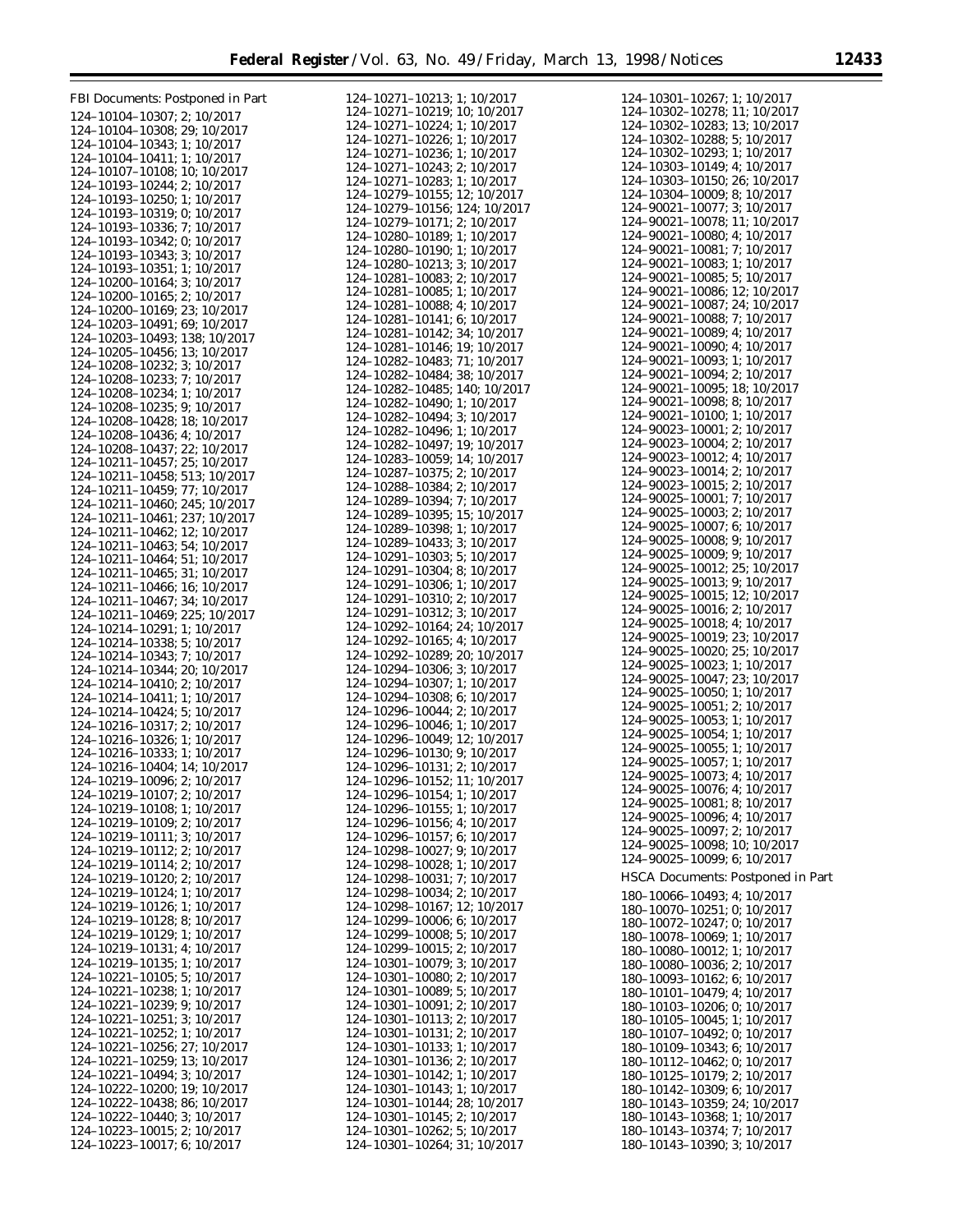FBI Documents: Postponed in Part

124–10104–10307; 2; 10/2017
124–10104–10308; 29; 10/2017
124–10104–10343; 1; 10/2017
124–10104–10411; 1; 10/2017
124–10107–10108; 10; 10/2017
124–10193–10244; 2; 10/2017
124–10193–10250; 1; 10/2017
124–10193–10319; 0; 10/2017
124–10193–10336; 7; 10/2017
124–10193–10342; 0; 10/2017
124–10193–10343; 3; 10/2017
124–10193–10351; 1; 10/2017
124–10200–10164; 3; 10/2017
124–10200–10165; 2; 10/2017
124–10200–10169; 23; 10/2017
124–10203–10491; 69; 10/2017
124–10203–10493; 138; 10/2017
124–10205–10456; 13; 10/2017
124–10208–10232; 3; 10/2017
124–10208–10233; 7; 10/2017
124–10208–10234; 1; 10/2017
124–10208–10235; 9; 10/2017
124–10208–10428; 18; 10/2017
124–10208–10436; 4; 10/2017
124–10208–10437; 22; 10/2017
124–10211–10457; 25; 10/2017
124–10211–10458; 513; 10/2017
124–10211–10459; 77; 10/2017
124–10211–10460; 245; 10/2017
124–10211–10461; 237; 10/2017
124–10211–10462; 12; 10/2017
124–10211–10463; 54; 10/2017
124–10211–10464; 51; 10/2017
124–10211–10465; 31; 10/2017
124–10211–10466; 16; 10/2017
124–10211–10467; 34; 10/2017
124–10211–10469; 225; 10/2017
124–10214–10291; 1; 10/2017
124–10214–10338; 5; 10/2017
124–10214–10343; 7; 10/2017
124–10214–10344; 20; 10/2017
124–10214–10410; 2; 10/2017
124–10214–10411; 1; 10/2017
124–10214–10424; 5; 10/2017
124–10216–10317; 2; 10/2017
124–10216–10326; 1; 10/2017
124–10216–10333; 1; 10/2017
124–10216–10404; 14; 10/2017
124–10219–10096; 2; 10/2017
124–10219–10107; 2; 10/2017
124–10219–10108; 1; 10/2017
124–10219–10109; 2; 10/2017
124–10219–10111; 3; 10/2017
124–10219–10112; 2; 10/2017
124–10219–10114; 2; 10/2017
124–10219–10120; 2; 10/2017
124–10219–10124; 1; 10/2017
124–10219–10126; 1; 10/2017
124–10219–10128; 8; 10/2017
124–10219–10129; 1; 10/2017
124–10219–10131; 4; 10/2017
124–10219–10135; 1; 10/2017
124–10221–10105; 5; 10/2017
124–10221–10238; 1; 10/2017
124–10221–10239; 9; 10/2017
124–10221–10251; 3; 10/2017
124–10221–10252; 1; 10/2017
124–10221–10256; 27; 10/2017
124–10221–10259; 13; 10/2017
124–10221–10494; 3; 10/2017
124–10222–10200; 19; 10/2017
124–10222–10438; 86; 10/2017
124–10222–10440; 3; 10/2017
124–10223–10015; 2; 10/2017
124–10223–10017; 6; 10/2017
124–10271–10213; 1; 10/2017
124–10271–10219; 10; 10/2017
124–10271–10224; 1; 10/2017
124–10271–10226; 1; 10/2017
124–10271–10236; 1; 10/2017
124–10271–10243; 2; 10/2017
124–10271–10283; 1; 10/2017
124–10279–10155; 12; 10/2017
124–10279–10156; 124; 10/2017
124–10279–10171; 2; 10/2017
124–10280–10189; 1; 10/2017
124–10280–10190; 1; 10/2017
124–10280–10213; 3; 10/2017
124–10281–10083; 2; 10/2017
124–10281–10085; 1; 10/2017
124–10281–10088; 4; 10/2017
124–10281–10141; 6; 10/2017
124–10281–10142; 34; 10/2017
124–10281–10146; 19; 10/2017
124–10282–10483; 71; 10/2017
124–10282–10484; 38; 10/2017
124–10282–10485; 140; 10/2017
124–10282–10490; 1; 10/2017
124–10282–10494; 3; 10/2017
124–10282–10496; 1; 10/2017
124–10282–10497; 19; 10/2017
124–10283–10059; 14; 10/2017
124–10287–10375; 2; 10/2017
124–10288–10384; 2; 10/2017
124–10289–10394; 7; 10/2017
124–10289–10395; 15; 10/2017
124–10289–10398; 1; 10/2017
124–10289–10433; 3; 10/2017
124–10291–10303; 5; 10/2017
124–10291–10304; 8; 10/2017
124–10291–10306; 1; 10/2017
124–10291–10310; 2; 10/2017
124–10291–10312; 3; 10/2017
124–10292–10164; 24; 10/2017
124–10292–10165; 4; 10/2017
124–10292–10289; 20; 10/2017
124–10294–10306; 3; 10/2017
124–10294–10307; 1; 10/2017
124–10294–10308; 6; 10/2017
124–10296–10044; 2; 10/2017
124–10296–10046; 1; 10/2017
124–10296–10049; 12; 10/2017
124–10296–10130; 9; 10/2017
124–10296–10131; 2; 10/2017
124–10296–10152; 11; 10/2017
124–10296–10154; 1; 10/2017
124–10296–10155; 1; 10/2017
124–10296–10156; 4; 10/2017
124–10296–10157; 6; 10/2017
124–10298–10027; 9; 10/2017
124–10298–10028; 1; 10/2017
124–10298–10031; 7; 10/2017
124–10298–10034; 2; 10/2017
124–10298–10167; 12; 10/2017
124–10299–10006; 6; 10/2017
124–10299–10008; 5; 10/2017
124–10299–10015; 2; 10/2017
124–10301–10079; 3; 10/2017
124–10301–10080; 2; 10/2017
124–10301–10089; 5; 10/2017
124–10301–10091; 2; 10/2017
124–10301–10113; 2; 10/2017
124–10301–10131; 2; 10/2017
124–10301–10133; 1; 10/2017
124–10301–10136; 2; 10/2017
124–10301–10142; 1; 10/2017
124–10301–10143; 1; 10/2017
124–10301–10144; 28; 10/2017
124–10301–10145; 2; 10/2017
124–10301–10262; 5; 10/2017
124–10301–10264; 31; 10/2017
124–10301–10267; 1; 10/2017
124–10302–10278; 11; 10/2017
124–10302–10283; 13; 10/2017
124–10302–10288; 5; 10/2017
124–10302–10293; 1; 10/2017
124–10303–10149; 4; 10/2017
124–10303–10150; 26; 10/2017
124–10304–10009; 8; 10/2017
124–90021–10077; 3; 10/2017
124–90021–10078; 11; 10/2017
124–90021–10080; 4; 10/2017
124–90021–10081; 7; 10/2017
124–90021–10083; 1; 10/2017
124–90021–10085; 5; 10/2017
124–90021–10086; 12; 10/2017
124–90021–10087; 24; 10/2017
124–90021–10088; 7; 10/2017
124–90021–10089; 4; 10/2017
124–90021–10090; 4; 10/2017
124–90021–10093; 1; 10/2017
124–90021–10094; 2; 10/2017
124–90021–10095; 18; 10/2017
124–90021–10098; 8; 10/2017
124–90021–10100; 1; 10/2017
124–90023–10001; 2; 10/2017
124–90023–10004; 2; 10/2017
124–90023–10012; 4; 10/2017
124–90023–10014; 2; 10/2017
124–90023–10015; 2; 10/2017
124–90025–10001; 7; 10/2017
124–90025–10003; 2; 10/2017
124–90025–10007; 6; 10/2017
124–90025–10008; 9; 10/2017
124–90025–10009; 9; 10/2017
124–90025–10012; 25; 10/2017
124–90025–10013; 9; 10/2017
124–90025–10015; 12; 10/2017
124–90025–10016; 2; 10/2017
124–90025–10018; 4; 10/2017
124–90025–10019; 23; 10/2017
124–90025–10020; 25; 10/2017
124–90025–10023; 1; 10/2017
124–90025–10047; 23; 10/2017
124–90025–10050; 1; 10/2017
124–90025–10051; 2; 10/2017
124–90025–10053; 1; 10/2017
124–90025–10054; 1; 10/2017
124–90025–10055; 1; 10/2017
124–90025–10057; 1; 10/2017
124–90025–10073; 4; 10/2017
124–90025–10076; 4; 10/2017
124–90025–10081; 8; 10/2017
124–90025–10096; 4; 10/2017
124–90025–10097; 2; 10/2017
124–90025–10098; 10; 10/2017
124–90025–10099; 6; 10/2017

HSCA Documents: Postponed in Part

180–10066–10493; 4; 10/2017
180–10070–10251; 0; 10/2017
180–10072–10247; 0; 10/2017
180–10078–10069; 1; 10/2017
180–10080–10012; 1; 10/2017
180–10080–10036; 2; 10/2017
180–10093–10162; 6; 10/2017
180–10101–10479; 4; 10/2017
180–10103–10206; 0; 10/2017
180–10105–10045; 1; 10/2017
180–10107–10492; 0; 10/2017
180–10109–10343; 6; 10/2017
180–10112–10462; 0; 10/2017
180–10125–10179; 2; 10/2017
180–10142–10309; 6; 10/2017
180–10143–10359; 24; 10/2017
180–10143–10368; 1; 10/2017
180–10143–10374; 7; 10/2017
180–10143–10390; 3; 10/2017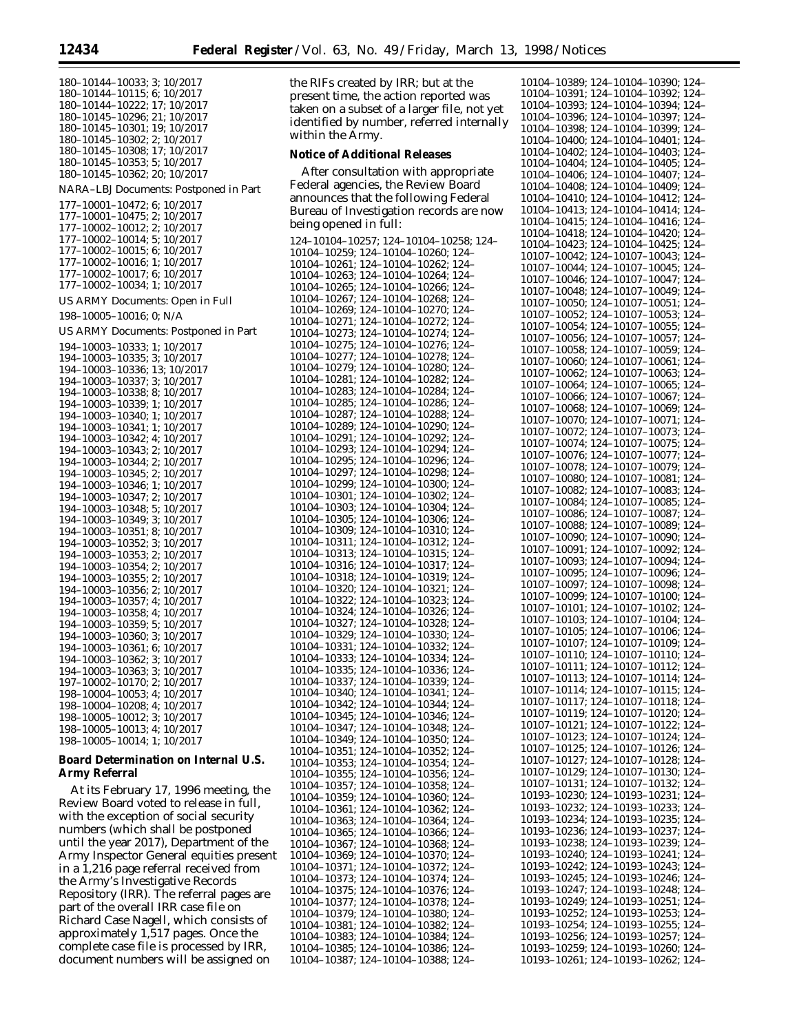180–10144–10033; 3; 10/2017
180–10144–10115; 6; 10/2017
180–10144–10222; 17; 10/2017
180–10145–10296; 21; 10/2017
180–10145–10301; 19; 10/2017
180–10145–10302; 2; 10/2017
180–10145–10308; 17; 10/2017
180–10145–10353; 5; 10/2017
180–10145–10362; 20; 10/2017

NARA–LBJ Documents: Postponed in Part

177–10001–10472; 6; 10/2017
177–10001–10475; 2; 10/2017
177–10002–10012; 2; 10/2017
177–10002–10014; 5; 10/2017
177–10002–10015; 6; 10/2017
177–10002–10016; 1; 10/2017
177–10002–10017; 6; 10/2017
177–10002–10034; 1; 10/2017

US ARMY Documents: Open in Full

198–10005–10016; 0; N/A

US ARMY Documents: Postponed in Part

194–10003–10333; 1; 10/2017
194–10003–10335; 3; 10/2017
194–10003–10336; 13; 10/2017
194–10003–10337; 3; 10/2017
194–10003–10338; 8; 10/2017
194–10003–10339; 1; 10/2017
194–10003–10340; 1; 10/2017
194–10003–10341; 1; 10/2017
194–10003–10342; 4; 10/2017
194–10003–10343; 2; 10/2017
194–10003–10344; 2; 10/2017
194–10003–10345; 2; 10/2017
194–10003–10346; 1; 10/2017
194–10003–10347; 2; 10/2017
194–10003–10348; 5; 10/2017
194–10003–10349; 3; 10/2017
194–10003–10351; 8; 10/2017
194–10003–10352; 3; 10/2017
194–10003–10353; 2; 10/2017
194–10003–10354; 2; 10/2017
194–10003–10355; 2; 10/2017
194–10003–10356; 2; 10/2017
194–10003–10357; 4; 10/2017
194–10003–10358; 4; 10/2017
194–10003–10359; 5; 10/2017
194–10003–10360; 3; 10/2017
194–10003–10361; 6; 10/2017
194–10003–10362; 3; 10/2017
194–10003–10363; 3; 10/2017
197–10002–10170; 2; 10/2017
198–10004–10053; 4; 10/2017
198–10004–10208; 4; 10/2017
198–10005–10012; 3; 10/2017
198–10005–10013; 4; 10/2017
198–10005–10014; 1; 10/2017

**Board Determination on Internal U.S. Army Referral**

At its February 17, 1996 meeting, the Review Board voted to release in full, with the exception of social security numbers (which shall be postponed until the year 2017), Department of the Army Inspector General equities present in a 1,216 page referral received from the Army's Investigative Records Repository (IRR). The referral pages are part of the overall IRR case file on Richard Case Nagell, which consists of approximately 1,517 pages. Once the complete case file is processed by IRR, document numbers will be assigned on the RIFs created by IRR; but at the present time, the action reported was taken on a subset of a larger file, not yet identified by number, referred internally within the Army.

**Notice of Additional Releases**

After consultation with appropriate Federal agencies, the Review Board announces that the following Federal Bureau of Investigation records are now being opened in full:

124–10104–10257; 124–10104–10258; 124–10104–10259; 124–10104–10260; 124–10104–10261; 124–10104–10262; 124–10104–10263; 124–10104–10264; 124–10104–10265; 124–10104–10266; 124–10104–10267; 124–10104–10268; 124–10104–10269; 124–10104–10270; 124–10104–10271; 124–10104–10272; 124–10104–10273; 124–10104–10274; 124–10104–10275; 124–10104–10276; 124–10104–10277; 124–10104–10278; 124–10104–10279; 124–10104–10280; 124–10104–10281; 124–10104–10282; 124–10104–10283; 124–10104–10284; 124–10104–10285; 124–10104–10286; 124–10104–10287; 124–10104–10288; 124–10104–10289; 124–10104–10290; 124–10104–10291; 124–10104–10292; 124–10104–10293; 124–10104–10294; 124–10104–10295; 124–10104–10296; 124–10104–10297; 124–10104–10298; 124–10104–10299; 124–10104–10300; 124–10104–10301; 124–10104–10302; 124–10104–10303; 124–10104–10304; 124–10104–10305; 124–10104–10306; 124–10104–10309; 124–10104–10310; 124–10104–10311; 124–10104–10312; 124–10104–10313; 124–10104–10315; 124–10104–10316; 124–10104–10317; 124–10104–10318; 124–10104–10319; 124–10104–10320; 124–10104–10321; 124–10104–10322; 124–10104–10323; 124–10104–10324; 124–10104–10326; 124–10104–10327; 124–10104–10328; 124–10104–10329; 124–10104–10330; 124–10104–10331; 124–10104–10332; 124–10104–10333; 124–10104–10334; 124–10104–10335; 124–10104–10336; 124–10104–10337; 124–10104–10339; 124–10104–10340; 124–10104–10341; 124–10104–10342; 124–10104–10344; 124–10104–10345; 124–10104–10346; 124–10104–10347; 124–10104–10348; 124–10104–10349; 124–10104–10350; 124–10104–10351; 124–10104–10352; 124–10104–10353; 124–10104–10354; 124–10104–10355; 124–10104–10356; 124–10104–10357; 124–10104–10358; 124–10104–10359; 124–10104–10360; 124–10104–10361; 124–10104–10362; 124–10104–10363; 124–10104–10364; 124–10104–10365; 124–10104–10366; 124–10104–10367; 124–10104–10368; 124–10104–10369; 124–10104–10370; 124–10104–10371; 124–10104–10372; 124–10104–10373; 124–10104–10374; 124–10104–10375; 124–10104–10376; 124–10104–10377; 124–10104–10378; 124–10104–10379; 124–10104–10380; 124–10104–10381; 124–10104–10382; 124–10104–10383; 124–10104–10384; 124–10104–10385; 124–10104–10386; 124–10104–10387; 124–10104–10388; 124–10104–10389; 124–10104–10390; 124–10104–10391; 124–10104–10392; 124–10104–10393; 124–10104–10394; 124–10104–10396; 124–10104–10397; 124–10104–10398; 124–10104–10399; 124–10104–10400; 124–10104–10401; 124–10104–10402; 124–10104–10403; 124–10104–10404; 124–10104–10405; 124–10104–10406; 124–10104–10407; 124–10104–10408; 124–10104–10409; 124–10104–10410; 124–10104–10412; 124–10104–10413; 124–10104–10414; 124–10104–10415; 124–10104–10416; 124–10104–10418; 124–10104–10420; 124–10104–10423; 124–10104–10425; 124–10107–10042; 124–10107–10043; 124–10107–10044; 124–10107–10045; 124–10107–10046; 124–10107–10047; 124–10107–10048; 124–10107–10049; 124–10107–10050; 124–10107–10051; 124–10107–10052; 124–10107–10053; 124–10107–10054; 124–10107–10055; 124–10107–10056; 124–10107–10057; 124–10107–10058; 124–10107–10059; 124–10107–10060; 124–10107–10061; 124–10107–10062; 124–10107–10063; 124–10107–10064; 124–10107–10065; 124–10107–10066; 124–10107–10067; 124–10107–10068; 124–10107–10069; 124–10107–10070; 124–10107–10071; 124–10107–10072; 124–10107–10073; 124–10107–10074; 124–10107–10075; 124–10107–10076; 124–10107–10077; 124–10107–10078; 124–10107–10079; 124–10107–10080; 124–10107–10081; 124–10107–10082; 124–10107–10083; 124–10107–10084; 124–10107–10085; 124–10107–10086; 124–10107–10087; 124–10107–10088; 124–10107–10089; 124–10107–10090; 124–10107–10090; 124–10107–10091; 124–10107–10092; 124–10107–10093; 124–10107–10094; 124–10107–10095; 124–10107–10096; 124–10107–10097; 124–10107–10098; 124–10107–10099; 124–10107–10100; 124–10107–10101; 124–10107–10102; 124–10107–10103; 124–10107–10104; 124–10107–10105; 124–10107–10106; 124–10107–10107; 124–10107–10109; 124–10107–10110; 124–10107–10110; 124–10107–10111; 124–10107–10112; 124–10107–10113; 124–10107–10114; 124–10107–10114; 124–10107–10115; 124–10107–10117; 124–10107–10118; 124–10107–10119; 124–10107–10120; 124–10107–10121; 124–10107–10122; 124–10107–10123; 124–10107–10124; 124–10107–10125; 124–10107–10126; 124–10107–10127; 124–10107–10128; 124–10107–10129; 124–10107–10130; 124–10107–10131; 124–10107–10132; 124–10193–10230; 124–10193–10231; 124–10193–10232; 124–10193–10233; 124–10193–10234; 124–10193–10235; 124–10193–10236; 124–10193–10237; 124–10193–10238; 124–10193–10239; 124–10193–10240; 124–10193–10241; 124–10193–10242; 124–10193–10243; 124–10193–10245; 124–10193–10246; 124–10193–10247; 124–10193–10248; 124–10193–10249; 124–10193–10251; 124–10193–10252; 124–10193–10253; 124–10193–10254; 124–10193–10255; 124–10193–10256; 124–10193–10257; 124–10193–10259; 124–10193–10260; 124–10193–10261; 124–10193–10262; 124–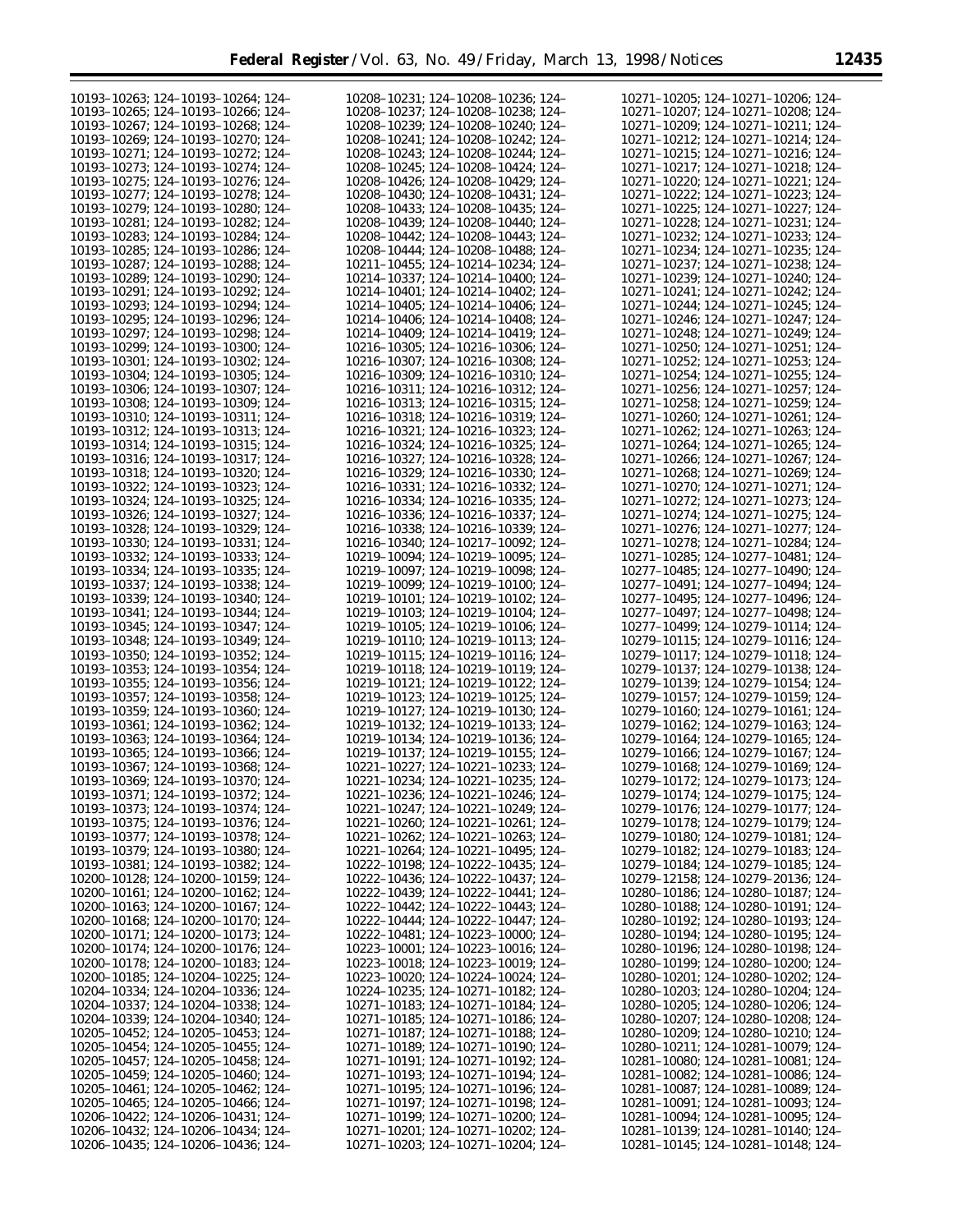10193–10263; 124–10193–10264; 124–
10193–10265; 124–10193–10266; 124–
10193–10267; 124–10193–10268; 124–
10193–10269; 124–10193–10270; 124–
10193–10271; 124–10193–10272; 124–
10193–10273; 124–10193–10274; 124–
10193–10275; 124–10193–10276; 124–
10193–10277; 124–10193–10278; 124–
10193–10279; 124–10193–10280; 124–
10193–10281; 124–10193–10282; 124–
10193–10283; 124–10193–10284; 124–
10193–10285; 124–10193–10286; 124–
10193–10287; 124–10193–10288; 124–
10193–10289; 124–10193–10290; 124–
10193–10291; 124–10193–10292; 124–
10193–10293; 124–10193–10294; 124–
10193–10295; 124–10193–10296; 124–
10193–10297; 124–10193–10298; 124–
10193–10299; 124–10193–10300; 124–
10193–10301; 124–10193–10302; 124–
10193–10304; 124–10193–10305; 124–
10193–10306; 124–10193–10307; 124–
10193–10308; 124–10193–10309; 124–
10193–10310; 124–10193–10311; 124–
10193–10312; 124–10193–10313; 124–
10193–10314; 124–10193–10315; 124–
10193–10316; 124–10193–10317; 124–
10193–10318; 124–10193–10320; 124–
10193–10322; 124–10193–10323; 124–
10193–10324; 124–10193–10325; 124–
10193–10326; 124–10193–10327; 124–
10193–10328; 124–10193–10329; 124–
10193–10330; 124–10193–10331; 124–
10193–10332; 124–10193–10333; 124–
10193–10334; 124–10193–10335; 124–
10193–10337; 124–10193–10338; 124–
10193–10339; 124–10193–10340; 124–
10193–10341; 124–10193–10344; 124–
10193–10345; 124–10193–10347; 124–
10193–10348; 124–10193–10349; 124–
10193–10350; 124–10193–10352; 124–
10193–10353; 124–10193–10354; 124–
10193–10355; 124–10193–10356; 124–
10193–10357; 124–10193–10358; 124–
10193–10359; 124–10193–10360; 124–
10193–10361; 124–10193–10362; 124–
10193–10363; 124–10193–10364; 124–
10193–10365; 124–10193–10366; 124–
10193–10367; 124–10193–10368; 124–
10193–10369; 124–10193–10370; 124–
10193–10371; 124–10193–10372; 124–
10193–10373; 124–10193–10374; 124–
10193–10375; 124–10193–10376; 124–
10193–10377; 124–10193–10378; 124–
10193–10379; 124–10193–10380; 124–
10193–10381; 124–10193–10382; 124–
10200–10128; 124–10200–10159; 124–
10200–10161; 124–10200–10162; 124–
10200–10163; 124–10200–10167; 124–
10200–10168; 124–10200–10170; 124–
10200–10171; 124–10200–10173; 124–
10200–10174; 124–10200–10176; 124–
10200–10178; 124–10200–10183; 124–
10200–10185; 124–10204–10225; 124–
10204–10334; 124–10204–10336; 124–
10204–10337; 124–10204–10338; 124–
10204–10339; 124–10204–10340; 124–
10205–10452; 124–10205–10453; 124–
10205–10454; 124–10205–10455; 124–
10205–10457; 124–10205–10458; 124–
10205–10459; 124–10205–10460; 124–
10205–10461; 124–10205–10462; 124–
10205–10465; 124–10205–10466; 124–
10206–10422; 124–10206–10431; 124–
10206–10432; 124–10206–10434; 124–
10206–10435; 124–10206–10436; 124–
10208–10231; 124–10208–10236; 124–
10208–10237; 124–10208–10238; 124–
10208–10239; 124–10208–10240; 124–
10208–10241; 124–10208–10242; 124–
10208–10243; 124–10208–10244; 124–
10208–10245; 124–10208–10424; 124–
10208–10426; 124–10208–10429; 124–
10208–10430; 124–10208–10431; 124–
10208–10433; 124–10208–10435; 124–
10208–10439; 124–10208–10440; 124–
10208–10442; 124–10208–10443; 124–
10208–10444; 124–10208–10488; 124–
10211–10455; 124–10214–10234; 124–
10214–10337; 124–10214–10400; 124–
10214–10401; 124–10214–10402; 124–
10214–10405; 124–10214–10406; 124–
10214–10406; 124–10214–10408; 124–
10214–10409; 124–10214–10419; 124–
10216–10305; 124–10216–10306; 124–
10216–10307; 124–10216–10308; 124–
10216–10309; 124–10216–10310; 124–
10216–10311; 124–10216–10312; 124–
10216–10313; 124–10216–10315; 124–
10216–10318; 124–10216–10319; 124–
10216–10321; 124–10216–10323; 124–
10216–10324; 124–10216–10325; 124–
10216–10327; 124–10216–10328; 124–
10216–10329; 124–10216–10330; 124–
10216–10331; 124–10216–10332; 124–
10216–10334; 124–10216–10335; 124–
10216–10336; 124–10216–10337; 124–
10216–10338; 124–10216–10339; 124–
10216–10340; 124–10217–10092; 124–
10219–10094; 124–10219–10095; 124–
10219–10097; 124–10219–10098; 124–
10219–10099; 124–10219–10100; 124–
10219–10101; 124–10219–10102; 124–
10219–10103; 124–10219–10104; 124–
10219–10105; 124–10219–10106; 124–
10219–10110; 124–10219–10113; 124–
10219–10115; 124–10219–10116; 124–
10219–10118; 124–10219–10119; 124–
10219–10121; 124–10219–10122; 124–
10219–10123; 124–10219–10125; 124–
10219–10127; 124–10219–10130; 124–
10219–10132; 124–10219–10133; 124–
10219–10134; 124–10219–10136; 124–
10219–10137; 124–10219–10155; 124–
10221–10227; 124–10221–10233; 124–
10221–10234; 124–10221–10235; 124–
10221–10236; 124–10221–10246; 124–
10221–10247; 124–10221–10249; 124–
10221–10260; 124–10221–10261; 124–
10221–10262; 124–10221–10263; 124–
10221–10264; 124–10221–10495; 124–
10222–10198; 124–10222–10435; 124–
10222–10436; 124–10222–10437; 124–
10222–10439; 124–10222–10441; 124–
10222–10442; 124–10222–10443; 124–
10222–10444; 124–10222–10447; 124–
10222–10481; 124–10223–10000; 124–
10223–10001; 124–10223–10016; 124–
10223–10018; 124–10223–10019; 124–
10223–10020; 124–10224–10024; 124–
10224–10235; 124–10271–10182; 124–
10271–10183; 124–10271–10184; 124–
10271–10185; 124–10271–10186; 124–
10271–10187; 124–10271–10188; 124–
10271–10189; 124–10271–10190; 124–
10271–10191; 124–10271–10192; 124–
10271–10193; 124–10271–10194; 124–
10271–10195; 124–10271–10196; 124–
10271–10197; 124–10271–10198; 124–
10271–10199; 124–10271–10200; 124–
10271–10201; 124–10271–10202; 124–
10271–10203; 124–10271–10204; 124–
10271–10205; 124–10271–10206; 124–
10271–10207; 124–10271–10208; 124–
10271–10209; 124–10271–10211; 124–
10271–10212; 124–10271–10214; 124–
10271–10215; 124–10271–10216; 124–
10271–10217; 124–10271–10218; 124–
10271–10220; 124–10271–10221; 124–
10271–10222; 124–10271–10223; 124–
10271–10225; 124–10271–10227; 124–
10271–10228; 124–10271–10231; 124–
10271–10232; 124–10271–10233; 124–
10271–10234; 124–10271–10235; 124–
10271–10237; 124–10271–10238; 124–
10271–10239; 124–10271–10240; 124–
10271–10241; 124–10271–10242; 124–
10271–10244; 124–10271–10245; 124–
10271–10246; 124–10271–10247; 124–
10271–10248; 124–10271–10249; 124–
10271–10250; 124–10271–10251; 124–
10271–10252; 124–10271–10253; 124–
10271–10254; 124–10271–10255; 124–
10271–10256; 124–10271–10257; 124–
10271–10258; 124–10271–10259; 124–
10271–10260; 124–10271–10261; 124–
10271–10262; 124–10271–10263; 124–
10271–10264; 124–10271–10265; 124–
10271–10266; 124–10271–10267; 124–
10271–10268; 124–10271–10269; 124–
10271–10270; 124–10271–10271; 124–
10271–10272; 124–10271–10273; 124–
10271–10274; 124–10271–10275; 124–
10271–10276; 124–10271–10277; 124–
10271–10278; 124–10271–10284; 124–
10271–10285; 124–10277–10481; 124–
10277–10485; 124–10277–10490; 124–
10277–10491; 124–10277–10494; 124–
10277–10495; 124–10277–10496; 124–
10277–10497; 124–10277–10498; 124–
10277–10499; 124–10279–10114; 124–
10279–10115; 124–10279–10116; 124–
10279–10117; 124–10279–10118; 124–
10279–10137; 124–10279–10138; 124–
10279–10139; 124–10279–10154; 124–
10279–10157; 124–10279–10159; 124–
10279–10160; 124–10279–10161; 124–
10279–10162; 124–10279–10163; 124–
10279–10164; 124–10279–10165; 124–
10279–10166; 124–10279–10167; 124–
10279–10168; 124–10279–10169; 124–
10279–10172; 124–10279–10173; 124–
10279–10174; 124–10279–10175; 124–
10279–10176; 124–10279–10177; 124–
10279–10178; 124–10279–10179; 124–
10279–10180; 124–10279–10181; 124–
10279–10182; 124–10279–10183; 124–
10279–10184; 124–10279–10185; 124–
10279–12158; 124–10279–20136; 124–
10280–10186; 124–10280–10187; 124–
10280–10188; 124–10280–10191; 124–
10280–10192; 124–10280–10193; 124–
10280–10194; 124–10280–10195; 124–
10280–10196; 124–10280–10198; 124–
10280–10199; 124–10280–10200; 124–
10280–10201; 124–10280–10202; 124–
10280–10203; 124–10280–10204; 124–
10280–10205; 124–10280–10206; 124–
10280–10207; 124–10280–10208; 124–
10280–10209; 124–10280–10210; 124–
10280–10211; 124–10281–10079; 124–
10281–10080; 124–10281–10081; 124–
10281–10082; 124–10281–10086; 124–
10281–10087; 124–10281–10089; 124–
10281–10091; 124–10281–10093; 124–
10281–10094; 124–10281–10095; 124–
10281–10139; 124–10281–10140; 124–
10281–10145; 124–10281–10148; 124–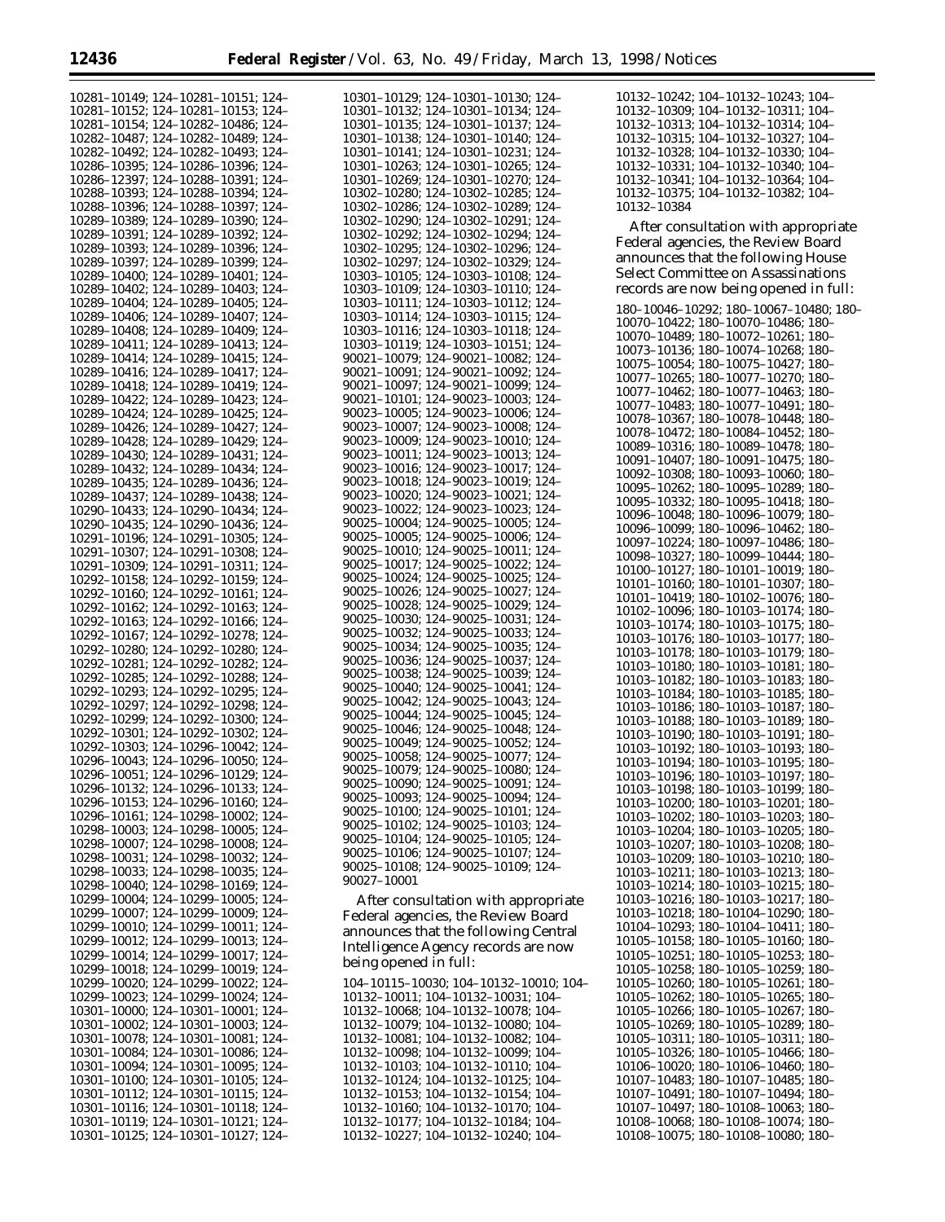10281–10149; 124–10281–10151; 124–10281–10152; 124–10281–10153; 124–10281–10154; 124–10282–10486; 124–10282–10487; 124–10282–10489; 124–10282–10492; 124–10282–10493; 124–10286–10395; 124–10286–10396; 124–10286–12397; 124–10288–10391; 124–10288–10393; 124–10288–10394; 124–10288–10396; 124–10288–10397; 124–10289–10389; 124–10289–10390; 124–10289–10391; 124–10289–10392; 124–10289–10393; 124–10289–10396; 124–10289–10397; 124–10289–10399; 124–10289–10400; 124–10289–10401; 124–10289–10402; 124–10289–10403; 124–10289–10404; 124–10289–10405; 124–10289–10406; 124–10289–10407; 124–10289–10408; 124–10289–10409; 124–10289–10411; 124–10289–10413; 124–10289–10414; 124–10289–10415; 124–10289–10416; 124–10289–10417; 124–10289–10418; 124–10289–10419; 124–10289–10422; 124–10289–10423; 124–10289–10424; 124–10289–10425; 124–10289–10426; 124–10289–10427; 124–10289–10428; 124–10289–10429; 124–10289–10430; 124–10289–10431; 124–10289–10432; 124–10289–10434; 124–10289–10435; 124–10289–10436; 124–10289–10437; 124–10289–10438; 124–10290–10433; 124–10290–10434; 124–10290–10435; 124–10290–10436; 124–10291–10196; 124–10291–10305; 124–10291–10307; 124–10291–10308; 124–10291–10309; 124–10291–10311; 124–10292–10158; 124–10292–10159; 124–10292–10160; 124–10292–10161; 124–10292–10162; 124–10292–10163; 124–10292–10163; 124–10292–10166; 124–10292–10167; 124–10292–10278; 124–10292–10280; 124–10292–10280; 124–10292–10281; 124–10292–10282; 124–10292–10285; 124–10292–10288; 124–10292–10293; 124–10292–10295; 124–10292–10297; 124–10292–10298; 124–10292–10299; 124–10292–10300; 124–10292–10301; 124–10292–10302; 124–10292–10303; 124–10296–10042; 124–10296–10043; 124–10296–10050; 124–10296–10051; 124–10296–10129; 124–10296–10132; 124–10296–10133; 124–10296–10153; 124–10296–10160; 124–10296–10161; 124–10298–10002; 124–10298–10003; 124–10298–10005; 124–10298–10007; 124–10298–10008; 124–10298–10031; 124–10298–10032; 124–10298–10033; 124–10298–10035; 124–10298–10040; 124–10298–10169; 124–10299–10004; 124–10299–10005; 124–10299–10007; 124–10299–10009; 124–10299–10010; 124–10299–10011; 124–10299–10012; 124–10299–10013; 124–10299–10014; 124–10299–10017; 124–10299–10018; 124–10299–10019; 124–10299–10020; 124–10299–10022; 124–10299–10023; 124–10299–10024; 124–10301–10000; 124–10301–10001; 124–10301–10002; 124–10301–10003; 124–10301–10078; 124–10301–10081; 124–10301–10084; 124–10301–10086; 124–10301–10094; 124–10301–10095; 124–10301–10100; 124–10301–10105; 124–10301–10112; 124–10301–10115; 124–10301–10116; 124–10301–10118; 124–10301–10119; 124–10301–10121; 124–10301–10125; 124–10301–10127; 124–10301–10129; 124–10301–10130; 124–10301–10132; 124–10301–10134; 124–10301–10135; 124–10301–10137; 124–10301–10138; 124–10301–10140; 124–10301–10141; 124–10301–10231; 124–10301–10263; 124–10301–10265; 124–10301–10269; 124–10301–10270; 124–10302–10280; 124–10302–10285; 124–10302–10286; 124–10302–10289; 124–10302–10290; 124–10302–10291; 124–10302–10292; 124–10302–10294; 124–10302–10295; 124–10302–10296; 124–10302–10297; 124–10302–10329; 124–10303–10105; 124–10303–10108; 124–10303–10109; 124–10303–10110; 124–10303–10111; 124–10303–10112; 124–10303–10114; 124–10303–10115; 124–10303–10116; 124–10303–10118; 124–10303–10119; 124–10303–10151; 124–90021–10079; 124–90021–10082; 124–90021–10091; 124–90021–10092; 124–90021–10097; 124–90021–10099; 124–90021–10101; 124–90023–10003; 124–90023–10005; 124–90023–10006; 124–90023–10007; 124–90023–10008; 124–90023–10009; 124–90023–10010; 124–90023–10011; 124–90023–10013; 124–90023–10016; 124–90023–10017; 124–90023–10018; 124–90023–10019; 124–90023–10020; 124–90023–10021; 124–90023–10022; 124–90023–10023; 124–90025–10004; 124–90025–10005; 124–90025–10005; 124–90025–10006; 124–90025–10010; 124–90025–10011; 124–90025–10017; 124–90025–10022; 124–90025–10024; 124–90025–10025; 124–90025–10026; 124–90025–10027; 124–90025–10028; 124–90025–10029; 124–90025–10030; 124–90025–10031; 124–90025–10032; 124–90025–10033; 124–90025–10034; 124–90025–10035; 124–90025–10036; 124–90025–10037; 124–90025–10038; 124–90025–10039; 124–90025–10040; 124–90025–10041; 124–90025–10042; 124–90025–10043; 124–90025–10044; 124–90025–10045; 124–90025–10046; 124–90025–10048; 124–90025–10049; 124–90025–10052; 124–90025–10058; 124–90025–10077; 124–90025–10079; 124–90025–10080; 124–90025–10090; 124–90025–10091; 124–90025–10093; 124–90025–10094; 124–90025–10100; 124–90025–10101; 124–90025–10102; 124–90025–10103; 124–90025–10104; 124–90025–10105; 124–90025–10106; 124–90025–10107; 124–90025–10108; 124–90025–10109; 124–90027–10001

After consultation with appropriate Federal agencies, the Review Board announces that the following Central Intelligence Agency records are now being opened in full:

104–10115–10030; 104–10132–10010; 104–10132–10011; 104–10132–10031; 104–10132–10068; 104–10132–10078; 104–10132–10079; 104–10132–10080; 104–10132–10081; 104–10132–10082; 104–10132–10098; 104–10132–10099; 104–10132–10103; 104–10132–10110; 104–10132–10124; 104–10132–10125; 104–10132–10153; 104–10132–10154; 104–10132–10160; 104–10132–10170; 104–10132–10177; 104–10132–10184; 104–10132–10227; 104–10132–10240; 104–10132–10242; 104–10132–10243; 104–10132–10309; 104–10132–10311; 104–10132–10313; 104–10132–10314; 104–10132–10315; 104–10132–10327; 104–10132–10328; 104–10132–10330; 104–10132–10331; 104–10132–10340; 104–10132–10341; 104–10132–10364; 104–10132–10375; 104–10132–10382; 104–10132–10384

After consultation with appropriate Federal agencies, the Review Board announces that the following House Select Committee on Assassinations records are now being opened in full:

180–10046–10292; 180–10067–10480; 180–10070–10422; 180–10070–10486; 180–10070–10489; 180–10072–10261; 180–10073–10136; 180–10074–10268; 180–10075–10054; 180–10075–10427; 180–10077–10265; 180–10077–10270; 180–10077–10462; 180–10077–10463; 180–10077–10483; 180–10077–10491; 180–10078–10367; 180–10078–10448; 180–10078–10472; 180–10084–10452; 180–10089–10316; 180–10089–10478; 180–10091–10407; 180–10091–10475; 180–10092–10308; 180–10093–10060; 180–10095–10262; 180–10095–10289; 180–10095–10332; 180–10095–10418; 180–10096–10048; 180–10096–10079; 180–10096–10099; 180–10096–10462; 180–10097–10224; 180–10097–10486; 180–10098–10327; 180–10099–10444; 180–10100–10127; 180–10101–10019; 180–10101–10160; 180–10101–10307; 180–10101–10419; 180–10102–10076; 180–10102–10096; 180–10103–10174; 180–10103–10174; 180–10103–10175; 180–10103–10176; 180–10103–10177; 180–10103–10178; 180–10103–10179; 180–10103–10180; 180–10103–10181; 180–10103–10182; 180–10103–10183; 180–10103–10184; 180–10103–10185; 180–10103–10186; 180–10103–10187; 180–10103–10188; 180–10103–10189; 180–10103–10190; 180–10103–10191; 180–10103–10192; 180–10103–10193; 180–10103–10194; 180–10103–10195; 180–10103–10196; 180–10103–10197; 180–10103–10198; 180–10103–10199; 180–10103–10200; 180–10103–10201; 180–10103–10202; 180–10103–10203; 180–10103–10204; 180–10103–10205; 180–10103–10207; 180–10103–10208; 180–10103–10209; 180–10103–10210; 180–10103–10211; 180–10103–10213; 180–10103–10214; 180–10103–10215; 180–10103–10216; 180–10103–10217; 180–10103–10218; 180–10104–10290; 180–10104–10293; 180–10104–10411; 180–10105–10158; 180–10105–10160; 180–10105–10251; 180–10105–10253; 180–10105–10258; 180–10105–10259; 180–10105–10260; 180–10105–10261; 180–10105–10262; 180–10105–10265; 180–10105–10266; 180–10105–10267; 180–10105–10269; 180–10105–10289; 180–10105–10311; 180–10105–10311; 180–10105–10326; 180–10105–10466; 180–10106–10020; 180–10106–10460; 180–10107–10483; 180–10107–10485; 180–10107–10491; 180–10107–10494; 180–10107–10497; 180–10108–10063; 180–10108–10068; 180–10108–10074; 180–10108–10075; 180–10108–10080; 180–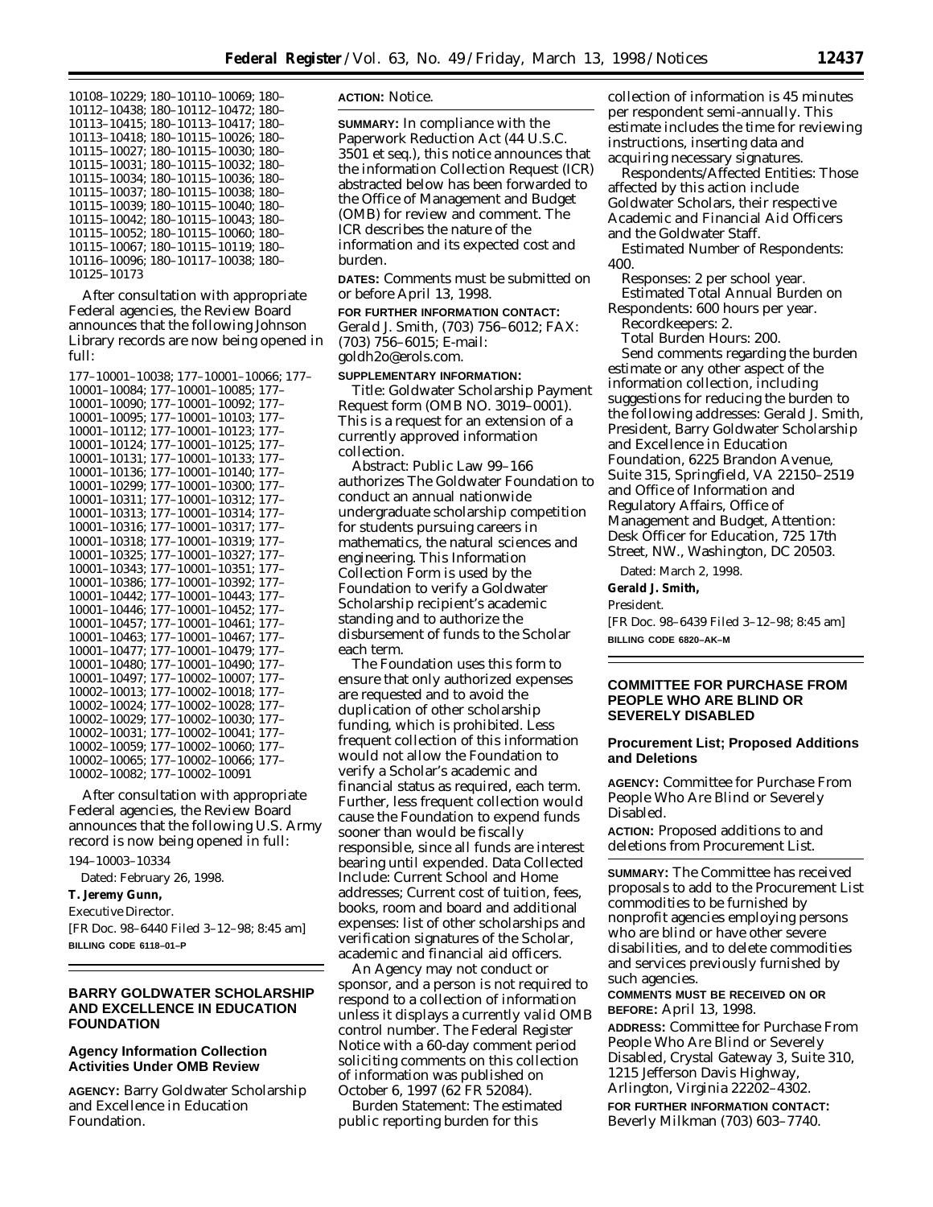10108–10229; 180–10110–10069; 180–10112–10438; 180–10112–10472; 180–10113–10415; 180–10113–10417; 180–10113–10418; 180–10115–10026; 180–10115–10027; 180–10115–10030; 180–10115–10031; 180–10115–10032; 180–10115–10034; 180–10115–10036; 180–10115–10037; 180–10115–10038; 180–10115–10039; 180–10115–10040; 180–10115–10042; 180–10115–10043; 180–10115–10052; 180–10115–10060; 180–10115–10067; 180–10115–10119; 180–10116–10096; 180–10117–10038; 180–10125–10173

After consultation with appropriate Federal agencies, the Review Board announces that the following Johnson Library records are now being opened in full:

177–10001–10038; 177–10001–10066; 177–10001–10084; 177–10001–10085; 177–10001–10090; 177–10001–10092; 177–10001–10095; 177–10001–10103; 177–10001–10112; 177–10001–10123; 177–10001–10124; 177–10001–10125; 177–10001–10131; 177–10001–10133; 177–10001–10136; 177–10001–10140; 177–10001–10299; 177–10001–10300; 177–10001–10311; 177–10001–10312; 177–10001–10313; 177–10001–10314; 177–10001–10316; 177–10001–10317; 177–10001–10318; 177–10001–10319; 177–10001–10325; 177–10001–10327; 177–10001–10343; 177–10001–10351; 177–10001–10386; 177–10001–10392; 177–10001–10442; 177–10001–10443; 177–10001–10446; 177–10001–10452; 177–10001–10457; 177–10001–10461; 177–10001–10463; 177–10001–10467; 177–10001–10477; 177–10001–10479; 177–10001–10480; 177–10001–10490; 177–10001–10497; 177–10002–10007; 177–10002–10013; 177–10002–10018; 177–10002–10024; 177–10002–10028; 177–10002–10029; 177–10002–10030; 177–10002–10031; 177–10002–10041; 177–10002–10059; 177–10002–10060; 177–10002–10065; 177–10002–10066; 177–10002–10082; 177–10002–10091

After consultation with appropriate Federal agencies, the Review Board announces that the following U.S. Army record is now being opened in full:

194–10003–10334

Dated: February 26, 1998.

**T. Jeremy Gunn,**

*Executive Director.*

[FR Doc. 98–6440 Filed 3–12–98; 8:45 am]

**BILLING CODE 6118–01–P**

## BARRY GOLDWATER SCHOLARSHIP AND EXCELLENCE IN EDUCATION FOUNDATION

### Agency Information Collection Activities Under OMB Review

**AGENCY:** Barry Goldwater Scholarship and Excellence in Education Foundation.

**ACTION:** Notice.

**SUMMARY:** In compliance with the Paperwork Reduction Act (44 U.S.C. 3501 et seq.), this notice announces that the information Collection Request (ICR) abstracted below has been forwarded to the Office of Management and Budget (OMB) for review and comment. The ICR describes the nature of the information and its expected cost and burden.

**DATES:** Comments must be submitted on or before April 13, 1998.

**FOR FURTHER INFORMATION CONTACT:** Gerald J. Smith, (703) 756–6012; FAX: (703) 756–6015; E-mail: goldh2o@erols.com.

**SUPPLEMENTARY INFORMATION:**

*Title:* Goldwater Scholarship Payment Request form (OMB NO. 3019–0001). This is a request for an extension of a currently approved information collection.

*Abstract:* Public Law 99–166 authorizes The Goldwater Foundation to conduct an annual nationwide undergraduate scholarship competition for students pursuing careers in mathematics, the natural sciences and engineering. This Information Collection Form is used by the Foundation to verify a Goldwater Scholarship recipient's academic standing and to authorize the disbursement of funds to the Scholar each term.

The Foundation uses this form to ensure that only authorized expenses are requested and to avoid the duplication of other scholarship funding, which is prohibited. Less frequent collection of this information would not allow the Foundation to verify a Scholar's academic and financial status as required, each term. Further, less frequent collection would cause the Foundation to expend funds sooner than would be fiscally responsible, since all funds are interest bearing until expended. Data Collected Include: Current School and Home addresses; Current cost of tuition, fees, books, room and board and additional expenses: list of other scholarships and verification signatures of the Scholar, academic and financial aid officers.

An Agency may not conduct or sponsor, and a person is not required to respond to a collection of information unless it displays a currently valid OMB control number. The Federal Register Notice with a 60-day comment period soliciting comments on this collection of information was published on October 6, 1997 (62 FR 52084).

*Burden Statement:* The estimated public reporting burden for this collection of information is 45 minutes per respondent semi-annually. This estimate includes the time for reviewing instructions, inserting data and acquiring necessary signatures.

*Respondents/Affected Entities:* Those affected by this action include Goldwater Scholars, their respective Academic and Financial Aid Officers and the Goldwater Staff.

*Estimated Number of Respondents:* 400.

*Responses:* 2 per school year.

*Estimated Total Annual Burden on Respondents:* 600 hours per year.

*Recordkeepers:* 2.

*Total Burden Hours:* 200.

Send comments regarding the burden estimate or any other aspect of the information collection, including suggestions for reducing the burden to the following addresses: Gerald J. Smith, President, Barry Goldwater Scholarship and Excellence in Education Foundation, 6225 Brandon Avenue, Suite 315, Springfield, VA 22150–2519 and Office of Information and Regulatory Affairs, Office of Management and Budget, Attention: Desk Officer for Education, 725 17th Street, NW., Washington, DC 20503.

Dated: March 2, 1998.

**Gerald J. Smith,**

*President.*

[FR Doc. 98–6439 Filed 3–12–98; 8:45 am]

**BILLING CODE 6820–AK–M**

## COMMITTEE FOR PURCHASE FROM PEOPLE WHO ARE BLIND OR SEVERELY DISABLED

### Procurement List; Proposed Additions and Deletions

**AGENCY:** Committee for Purchase From People Who Are Blind or Severely Disabled.

**ACTION:** Proposed additions to and deletions from Procurement List.

**SUMMARY:** The Committee has received proposals to add to the Procurement List commodities to be furnished by nonprofit agencies employing persons who are blind or have other severe disabilities, and to delete commodities and services previously furnished by such agencies.

**COMMENTS MUST BE RECEIVED ON OR BEFORE:** April 13, 1998.

**ADDRESS:** Committee for Purchase From People Who Are Blind or Severely Disabled, Crystal Gateway 3, Suite 310, 1215 Jefferson Davis Highway, Arlington, Virginia 22202–4302.

**FOR FURTHER INFORMATION CONTACT:** Beverly Milkman (703) 603–7740.